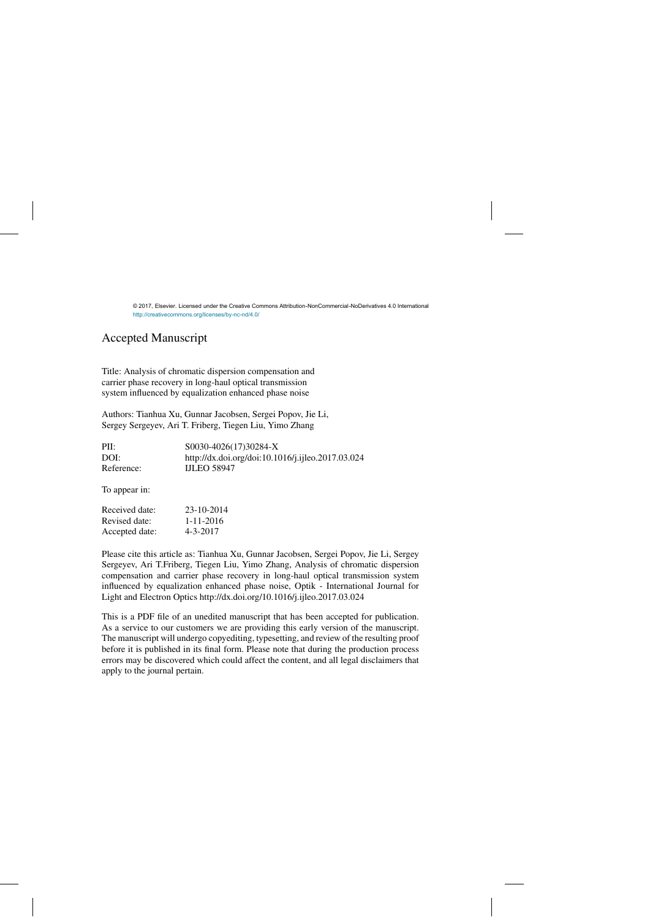© 2017, Elsevier. Licensed under the Creative Commons Attribution-NonCommercial-NoDerivatives 4.0 International
http://creativecommons.org/licenses/by-nc-nd/4.0/

## Accepted Manuscript

Title: Analysis of chromatic dispersion compensation and carrier phase recovery in long-haul optical transmission system influenced by equalization enhanced phase noise

Authors: Tianhua Xu, Gunnar Jacobsen, Sergei Popov, Jie Li, Sergey Sergeyev, Ari T. Friberg, Tiegen Liu, Yimo Zhang

| | |
|---|---|
| PII: | S0030-4026(17)30284-X |
| DOI: | http://dx.doi.org/doi:10.1016/j.ijleo.2017.03.024 |
| Reference: | IJLEO 58947 |

To appear in:

| | |
|---|---|
| Received date: | 23-10-2014 |
| Revised date: | 1-11-2016 |
| Accepted date: | 4-3-2017 |

Please cite this article as: Tianhua Xu, Gunnar Jacobsen, Sergei Popov, Jie Li, Sergey Sergeyev, Ari T.Friberg, Tiegen Liu, Yimo Zhang, Analysis of chromatic dispersion compensation and carrier phase recovery in long-haul optical transmission system influenced by equalization enhanced phase noise, Optik - International Journal for Light and Electron Optics http://dx.doi.org/10.1016/j.ijleo.2017.03.024

This is a PDF file of an unedited manuscript that has been accepted for publication. As a service to our customers we are providing this early version of the manuscript. The manuscript will undergo copyediting, typesetting, and review of the resulting proof before it is published in its final form. Please note that during the production process errors may be discovered which could affect the content, and all legal disclaimers that apply to the journal pertain.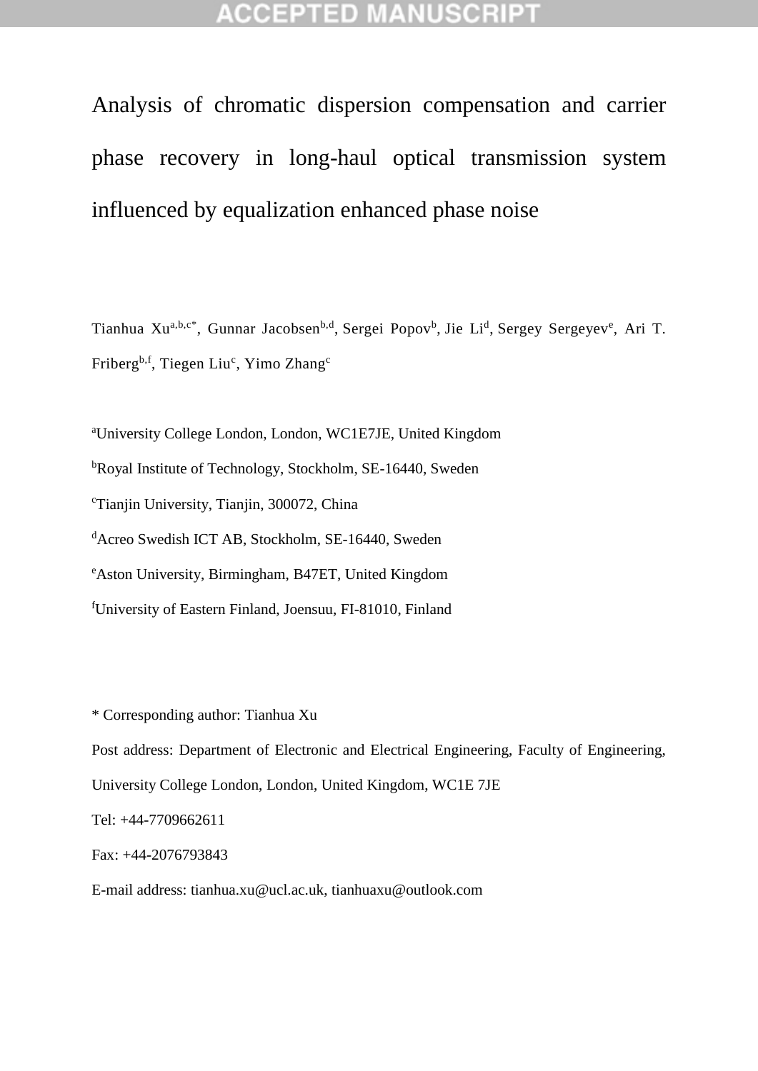# Analysis of chromatic dispersion compensation and carrier phase recovery in long-haul optical transmission system influenced by equalization enhanced phase noise

Tianhua Xu[a,b,c*], Gunnar Jacobsen[b,d], Sergei Popov[b], Jie Li[d], Sergey Sergeyev[e], Ari T. Friberg[b,f], Tiegen Liu[c], Yimo Zhang[c]

[a]University College London, London, WC1E7JE, United Kingdom

[b]Royal Institute of Technology, Stockholm, SE-16440, Sweden

[c]Tianjin University, Tianjin, 300072, China

[d]Acreo Swedish ICT AB, Stockholm, SE-16440, Sweden

[e]Aston University, Birmingham, B47ET, United Kingdom

[f]University of Eastern Finland, Joensuu, FI-81010, Finland

\* Corresponding author: Tianhua Xu

Post address: Department of Electronic and Electrical Engineering, Faculty of Engineering, University College London, London, United Kingdom, WC1E 7JE

Tel: +44-7709662611

Fax: +44-2076793843

E-mail address: tianhua.xu@ucl.ac.uk, tianhuaxu@outlook.com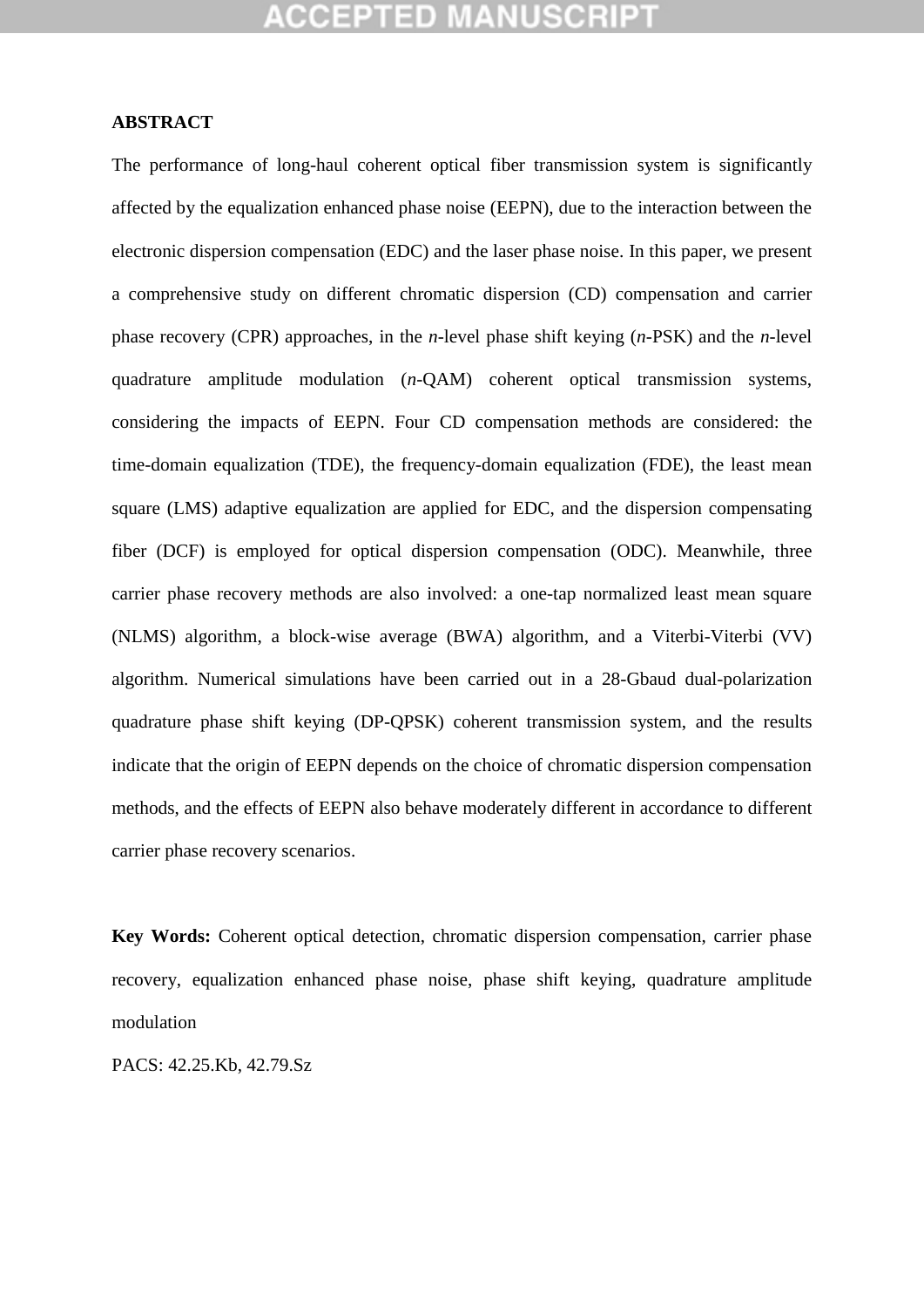**ABSTRACT**

The performance of long-haul coherent optical fiber transmission system is significantly affected by the equalization enhanced phase noise (EEPN), due to the interaction between the electronic dispersion compensation (EDC) and the laser phase noise. In this paper, we present a comprehensive study on different chromatic dispersion (CD) compensation and carrier phase recovery (CPR) approaches, in the *n*-level phase shift keying (*n*-PSK) and the *n*-level quadrature amplitude modulation (*n*-QAM) coherent optical transmission systems, considering the impacts of EEPN. Four CD compensation methods are considered: the time-domain equalization (TDE), the frequency-domain equalization (FDE), the least mean square (LMS) adaptive equalization are applied for EDC, and the dispersion compensating fiber (DCF) is employed for optical dispersion compensation (ODC). Meanwhile, three carrier phase recovery methods are also involved: a one-tap normalized least mean square (NLMS) algorithm, a block-wise average (BWA) algorithm, and a Viterbi-Viterbi (VV) algorithm. Numerical simulations have been carried out in a 28-Gbaud dual-polarization quadrature phase shift keying (DP-QPSK) coherent transmission system, and the results indicate that the origin of EEPN depends on the choice of chromatic dispersion compensation methods, and the effects of EEPN also behave moderately different in accordance to different carrier phase recovery scenarios.

**Key Words:** Coherent optical detection, chromatic dispersion compensation, carrier phase recovery, equalization enhanced phase noise, phase shift keying, quadrature amplitude modulation

PACS: 42.25.Kb, 42.79.Sz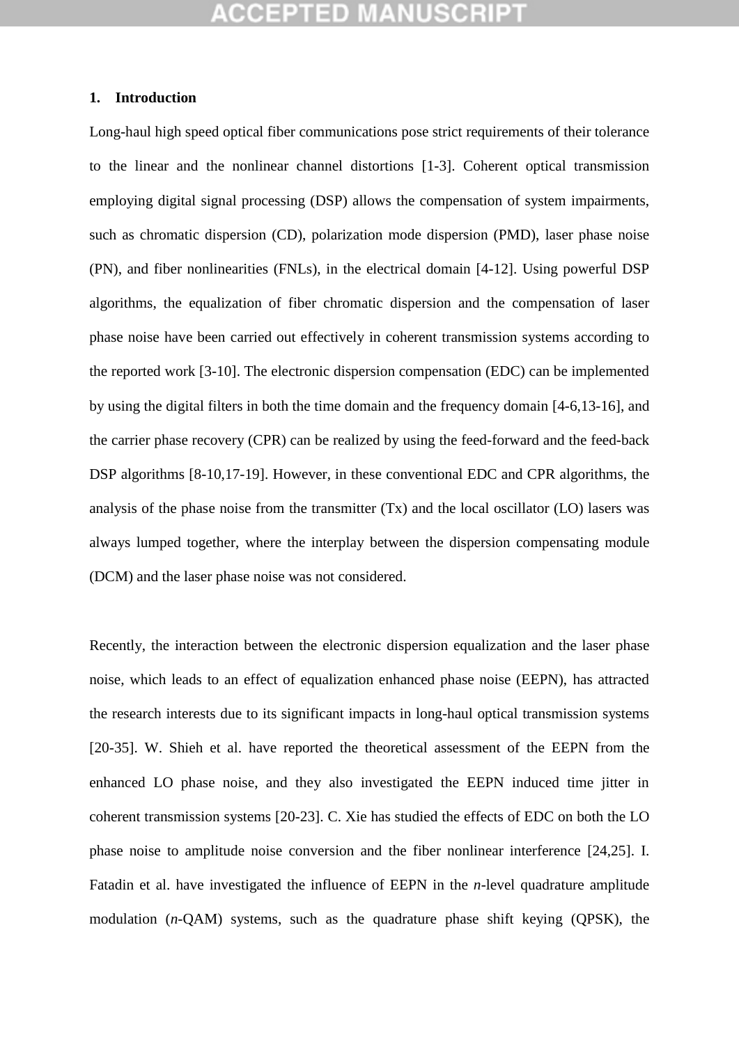## 1. Introduction

Long-haul high speed optical fiber communications pose strict requirements of their tolerance to the linear and the nonlinear channel distortions [1-3]. Coherent optical transmission employing digital signal processing (DSP) allows the compensation of system impairments, such as chromatic dispersion (CD), polarization mode dispersion (PMD), laser phase noise (PN), and fiber nonlinearities (FNLs), in the electrical domain [4-12]. Using powerful DSP algorithms, the equalization of fiber chromatic dispersion and the compensation of laser phase noise have been carried out effectively in coherent transmission systems according to the reported work [3-10]. The electronic dispersion compensation (EDC) can be implemented by using the digital filters in both the time domain and the frequency domain [4-6,13-16], and the carrier phase recovery (CPR) can be realized by using the feed-forward and the feed-back DSP algorithms [8-10,17-19]. However, in these conventional EDC and CPR algorithms, the analysis of the phase noise from the transmitter (Tx) and the local oscillator (LO) lasers was always lumped together, where the interplay between the dispersion compensating module (DCM) and the laser phase noise was not considered.

Recently, the interaction between the electronic dispersion equalization and the laser phase noise, which leads to an effect of equalization enhanced phase noise (EEPN), has attracted the research interests due to its significant impacts in long-haul optical transmission systems [20-35]. W. Shieh et al. have reported the theoretical assessment of the EEPN from the enhanced LO phase noise, and they also investigated the EEPN induced time jitter in coherent transmission systems [20-23]. C. Xie has studied the effects of EDC on both the LO phase noise to amplitude noise conversion and the fiber nonlinear interference [24,25]. I. Fatadin et al. have investigated the influence of EEPN in the *n*-level quadrature amplitude modulation (*n*-QAM) systems, such as the quadrature phase shift keying (QPSK), the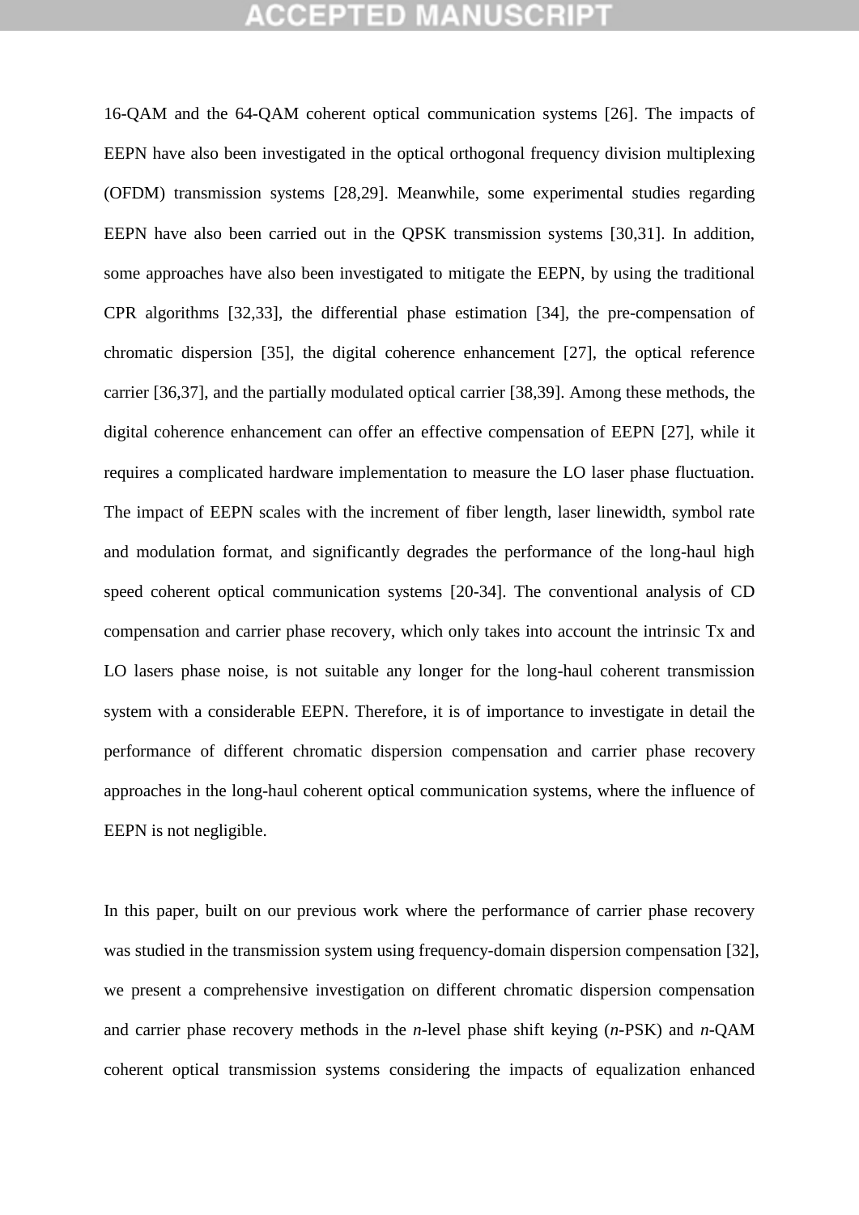16-QAM and the 64-QAM coherent optical communication systems [26]. The impacts of EEPN have also been investigated in the optical orthogonal frequency division multiplexing (OFDM) transmission systems [28,29]. Meanwhile, some experimental studies regarding EEPN have also been carried out in the QPSK transmission systems [30,31]. In addition, some approaches have also been investigated to mitigate the EEPN, by using the traditional CPR algorithms [32,33], the differential phase estimation [34], the pre-compensation of chromatic dispersion [35], the digital coherence enhancement [27], the optical reference carrier [36,37], and the partially modulated optical carrier [38,39]. Among these methods, the digital coherence enhancement can offer an effective compensation of EEPN [27], while it requires a complicated hardware implementation to measure the LO laser phase fluctuation. The impact of EEPN scales with the increment of fiber length, laser linewidth, symbol rate and modulation format, and significantly degrades the performance of the long-haul high speed coherent optical communication systems [20-34]. The conventional analysis of CD compensation and carrier phase recovery, which only takes into account the intrinsic Tx and LO lasers phase noise, is not suitable any longer for the long-haul coherent transmission system with a considerable EEPN. Therefore, it is of importance to investigate in detail the performance of different chromatic dispersion compensation and carrier phase recovery approaches in the long-haul coherent optical communication systems, where the influence of EEPN is not negligible.

In this paper, built on our previous work where the performance of carrier phase recovery was studied in the transmission system using frequency-domain dispersion compensation [32], we present a comprehensive investigation on different chromatic dispersion compensation and carrier phase recovery methods in the *n*-level phase shift keying (*n*-PSK) and *n*-QAM coherent optical transmission systems considering the impacts of equalization enhanced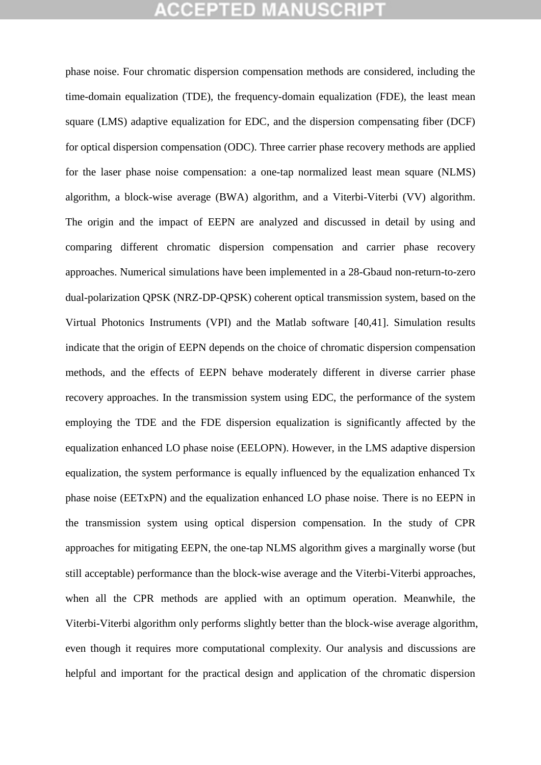phase noise. Four chromatic dispersion compensation methods are considered, including the time-domain equalization (TDE), the frequency-domain equalization (FDE), the least mean square (LMS) adaptive equalization for EDC, and the dispersion compensating fiber (DCF) for optical dispersion compensation (ODC). Three carrier phase recovery methods are applied for the laser phase noise compensation: a one-tap normalized least mean square (NLMS) algorithm, a block-wise average (BWA) algorithm, and a Viterbi-Viterbi (VV) algorithm. The origin and the impact of EEPN are analyzed and discussed in detail by using and comparing different chromatic dispersion compensation and carrier phase recovery approaches. Numerical simulations have been implemented in a 28-Gbaud non-return-to-zero dual-polarization QPSK (NRZ-DP-QPSK) coherent optical transmission system, based on the Virtual Photonics Instruments (VPI) and the Matlab software [40,41]. Simulation results indicate that the origin of EEPN depends on the choice of chromatic dispersion compensation methods, and the effects of EEPN behave moderately different in diverse carrier phase recovery approaches. In the transmission system using EDC, the performance of the system employing the TDE and the FDE dispersion equalization is significantly affected by the equalization enhanced LO phase noise (EELOPN). However, in the LMS adaptive dispersion equalization, the system performance is equally influenced by the equalization enhanced Tx phase noise (EETxPN) and the equalization enhanced LO phase noise. There is no EEPN in the transmission system using optical dispersion compensation. In the study of CPR approaches for mitigating EEPN, the one-tap NLMS algorithm gives a marginally worse (but still acceptable) performance than the block-wise average and the Viterbi-Viterbi approaches, when all the CPR methods are applied with an optimum operation. Meanwhile, the Viterbi-Viterbi algorithm only performs slightly better than the block-wise average algorithm, even though it requires more computational complexity. Our analysis and discussions are helpful and important for the practical design and application of the chromatic dispersion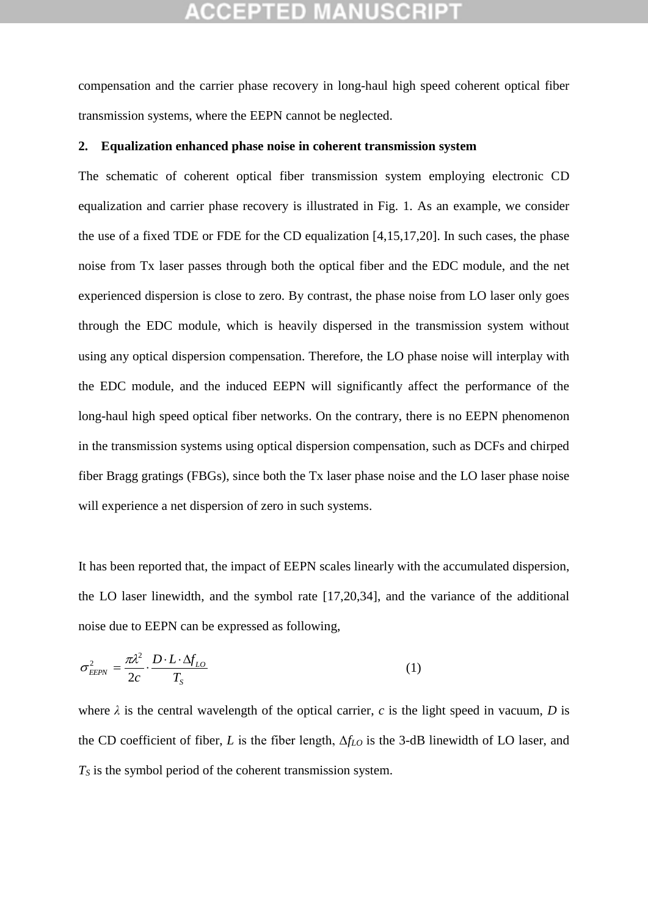compensation and the carrier phase recovery in long-haul high speed coherent optical fiber transmission systems, where the EEPN cannot be neglected.

## 2. Equalization enhanced phase noise in coherent transmission system

The schematic of coherent optical fiber transmission system employing electronic CD equalization and carrier phase recovery is illustrated in Fig. 1. As an example, we consider the use of a fixed TDE or FDE for the CD equalization [4,15,17,20]. In such cases, the phase noise from Tx laser passes through both the optical fiber and the EDC module, and the net experienced dispersion is close to zero. By contrast, the phase noise from LO laser only goes through the EDC module, which is heavily dispersed in the transmission system without using any optical dispersion compensation. Therefore, the LO phase noise will interplay with the EDC module, and the induced EEPN will significantly affect the performance of the long-haul high speed optical fiber networks. On the contrary, there is no EEPN phenomenon in the transmission systems using optical dispersion compensation, such as DCFs and chirped fiber Bragg gratings (FBGs), since both the Tx laser phase noise and the LO laser phase noise will experience a net dispersion of zero in such systems.

It has been reported that, the impact of EEPN scales linearly with the accumulated dispersion, the LO laser linewidth, and the symbol rate [17,20,34], and the variance of the additional noise due to EEPN can be expressed as following,

$$\sigma_{EEPN}^2 = \frac{\pi\lambda^2}{2c} \cdot \frac{D \cdot L \cdot \Delta f_{LO}}{T_S} \tag{1}$$

where $\lambda$ is the central wavelength of the optical carrier, $c$ is the light speed in vacuum, $D$ is the CD coefficient of fiber, $L$ is the fiber length, $\Delta f_{LO}$ is the 3-dB linewidth of LO laser, and $T_S$ is the symbol period of the coherent transmission system.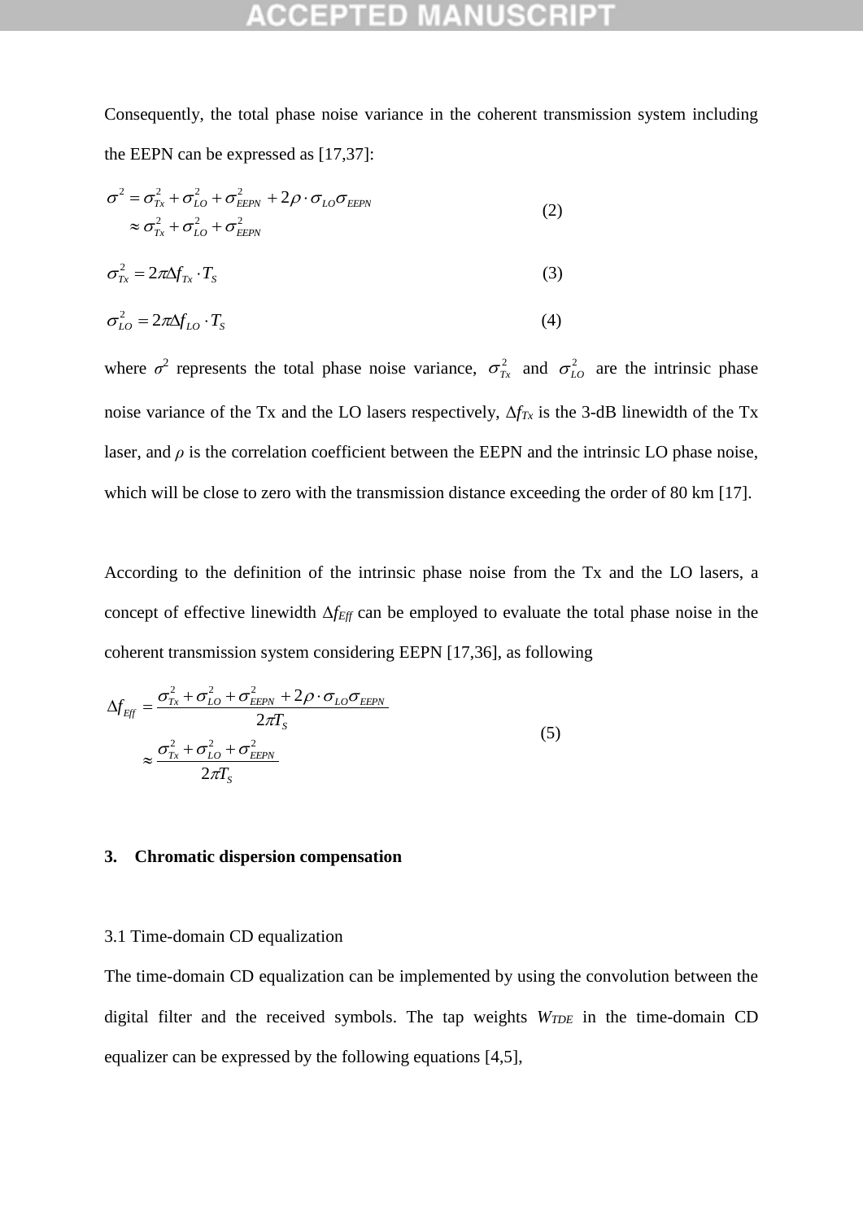Consequently, the total phase noise variance in the coherent transmission system including the EEPN can be expressed as [17,37]:

$$
\begin{aligned}
\sigma^2 &= \sigma_{Tx}^2 + \sigma_{LO}^2 + \sigma_{EEPN}^2 + 2\rho \cdot \sigma_{LO}\sigma_{EEPN} \\
&\approx \sigma_{Tx}^2 + \sigma_{LO}^2 + \sigma_{EEPN}^2
\end{aligned} \tag{2}
$$

$$
\sigma_{Tx}^2 = 2\pi\Delta f_{Tx} \cdot T_S \tag{3}
$$

$$
\sigma_{LO}^2 = 2\pi\Delta f_{LO} \cdot T_S \tag{4}
$$

where $\sigma^2$ represents the total phase noise variance, $\sigma_{Tx}^2$ and $\sigma_{LO}^2$ are the intrinsic phase noise variance of the Tx and the LO lasers respectively, $\Delta f_{Tx}$ is the 3-dB linewidth of the Tx laser, and $\rho$ is the correlation coefficient between the EEPN and the intrinsic LO phase noise, which will be close to zero with the transmission distance exceeding the order of 80 km [17].

According to the definition of the intrinsic phase noise from the Tx and the LO lasers, a concept of effective linewidth $\Delta f_{Eff}$ can be employed to evaluate the total phase noise in the coherent transmission system considering EEPN [17,36], as following

$$
\begin{aligned}
\Delta f_{Eff} &= \frac{\sigma_{Tx}^2 + \sigma_{LO}^2 + \sigma_{EEPN}^2 + 2\rho \cdot \sigma_{LO}\sigma_{EEPN}}{2\pi T_S} \\
&\approx \frac{\sigma_{Tx}^2 + \sigma_{LO}^2 + \sigma_{EEPN}^2}{2\pi T_S}
\end{aligned} \tag{5}
$$

## 3. Chromatic dispersion compensation

### 3.1 Time-domain CD equalization

The time-domain CD equalization can be implemented by using the convolution between the digital filter and the received symbols. The tap weights $W_{TDE}$ in the time-domain CD equalizer can be expressed by the following equations [4,5],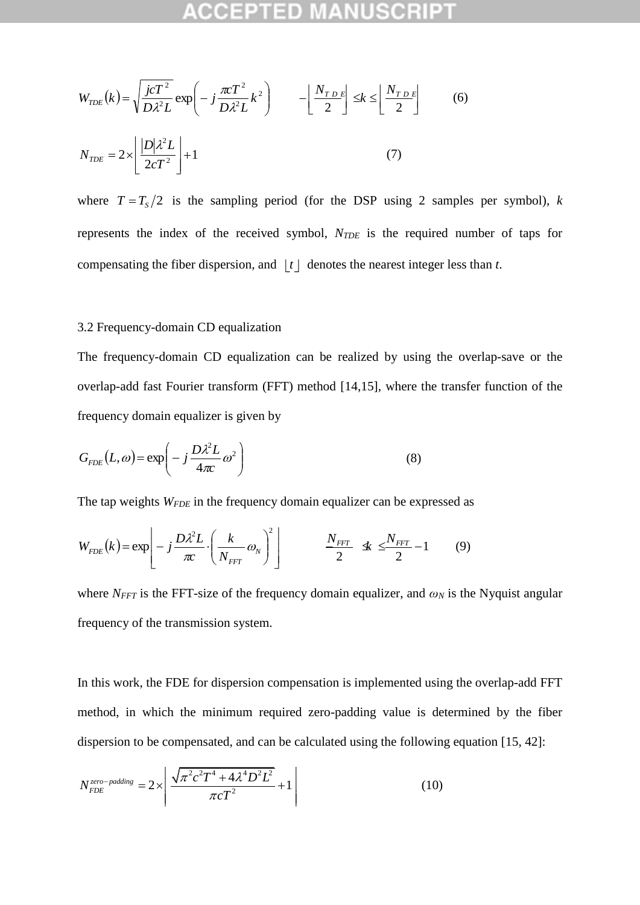$$W_{TDE}(k) = \sqrt{\frac{jcT^2}{D\lambda^2 L}} \exp\left(-j\frac{\pi c T^2}{D\lambda^2 L}k^2\right) \qquad -\left\lfloor \frac{N_{TDE}}{2} \right\rfloor \le k \le \left\lfloor \frac{N_{TDE}}{2} \right\rfloor \tag{6}$$

$$N_{TDE} = 2\times\left\lfloor \frac{|D|\lambda^2 L}{2cT^2} \right\rfloor + 1 \tag{7}$$

where $T = T_S/2$ is the sampling period (for the DSP using 2 samples per symbol), $k$ represents the index of the received symbol, $N_{TDE}$ is the required number of taps for compensating the fiber dispersion, and $\lfloor t \rfloor$ denotes the nearest integer less than $t$.

### 3.2 Frequency-domain CD equalization

The frequency-domain CD equalization can be realized by using the overlap-save or the overlap-add fast Fourier transform (FFT) method [14,15], where the transfer function of the frequency domain equalizer is given by

$$G_{FDE}(L,\omega) = \exp\left(-j\frac{D\lambda^2 L}{4\pi c}\omega^2\right) \tag{8}$$

The tap weights $W_{FDE}$ in the frequency domain equalizer can be expressed as

$$W_{FDE}(k) = \exp\left[-j\frac{D\lambda^2 L}{\pi c}\cdot\left(\frac{k}{N_{FFT}}\omega_N\right)^2\right] \qquad -\frac{N_{FFT}}{2} \le k \le \frac{N_{FFT}}{2} - 1 \tag{9}$$

where $N_{FFT}$ is the FFT-size of the frequency domain equalizer, and $\omega_N$ is the Nyquist angular frequency of the transmission system.

In this work, the FDE for dispersion compensation is implemented using the overlap-add FFT method, in which the minimum required zero-padding value is determined by the fiber dispersion to be compensated, and can be calculated using the following equation [15, 42]:

$$N_{FDE}^{zero-padding} = 2\times\left\lfloor \frac{\sqrt{\pi^2 c^2 T^4 + 4\lambda^4 D^2 L^2}}{\pi c T^2} + 1 \right\rfloor \tag{10}$$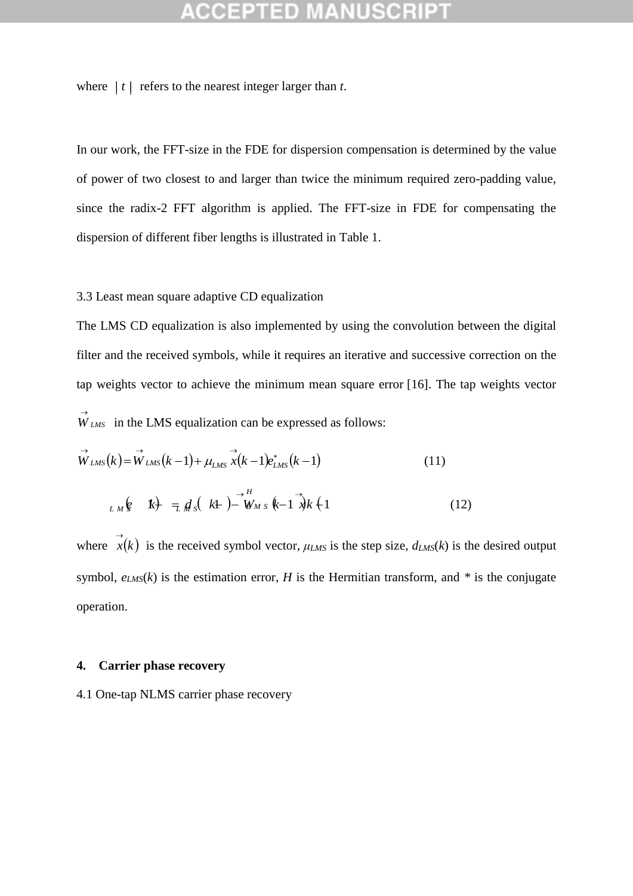where $\lceil t \rceil$ refers to the nearest integer larger than *t*.

In our work, the FFT-size in the FDE for dispersion compensation is determined by the value of power of two closest to and larger than twice the minimum required zero-padding value, since the radix-2 FFT algorithm is applied. The FFT-size in FDE for compensating the dispersion of different fiber lengths is illustrated in Table 1.

3.3 Least mean square adaptive CD equalization

The LMS CD equalization is also implemented by using the convolution between the digital filter and the received symbols, while it requires an iterative and successive correction on the tap weights vector to achieve the minimum mean square error [16]. The tap weights vector $\vec{W}_{LMS}$ in the LMS equalization can be expressed as follows:

$$\vec{W}_{LMS}(k) = \vec{W}_{LMS}(k-1) + \mu_{LMS}\,\vec{x}(k-1)e^{*}_{LMS}(k-1) \tag{11}$$

$$e_{LMS}(k-1) = d_{LMS}(k-1) - \vec{W}^{H}_{LMS}(k-1)\vec{x}(k-1) \tag{12}$$

where $\vec{x}(k)$ is the received symbol vector, $\mu_{LMS}$ is the step size, $d_{LMS}(k)$ is the desired output symbol, $e_{LMS}(k)$ is the estimation error, *H* is the Hermitian transform, and * is the conjugate operation.

## 4. Carrier phase recovery

4.1 One-tap NLMS carrier phase recovery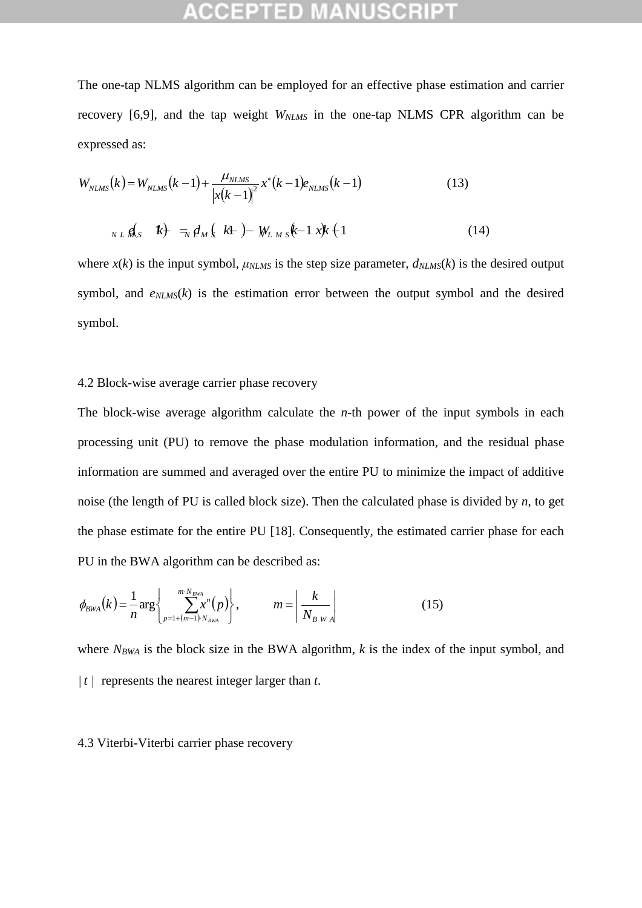The one-tap NLMS algorithm can be employed for an effective phase estimation and carrier recovery [6,9], and the tap weight $W_{NLMS}$ in the one-tap NLMS CPR algorithm can be expressed as:

$$W_{NLMS}(k) = W_{NLMS}(k-1) + \frac{\mu_{NLMS}}{|x(k-1)|^2} x^*(k-1) e_{NLMS}(k-1) \tag{13}$$

$$e_{NLMS}(k-1) = d_{NLMS}(k-1) - W_{NLMS}(k-1) x(k-1) \tag{14}$$

where $x(k)$ is the input symbol, $\mu_{NLMS}$ is the step size parameter, $d_{NLMS}(k)$ is the desired output symbol, and $e_{NLMS}(k)$ is the estimation error between the output symbol and the desired symbol.

### 4.2 Block-wise average carrier phase recovery

The block-wise average algorithm calculate the $n$-th power of the input symbols in each processing unit (PU) to remove the phase modulation information, and the residual phase information are summed and averaged over the entire PU to minimize the impact of additive noise (the length of PU is called block size). Then the calculated phase is divided by $n$, to get the phase estimate for the entire PU [18]. Consequently, the estimated carrier phase for each PU in the BWA algorithm can be described as:

$$\phi_{BWA}(k) = \frac{1}{n} \arg\left\{ \sum_{p=1+(m-1)\cdot N_{BWA}}^{m\cdot N_{BWA}} x^n(p) \right\}, \qquad m = \left| \frac{k}{N_{BWA}} \right| \tag{15}$$

where $N_{BWA}$ is the block size in the BWA algorithm, $k$ is the index of the input symbol, and $| \, t \, |$ represents the nearest integer larger than $t$.

### 4.3 Viterbi-Viterbi carrier phase recovery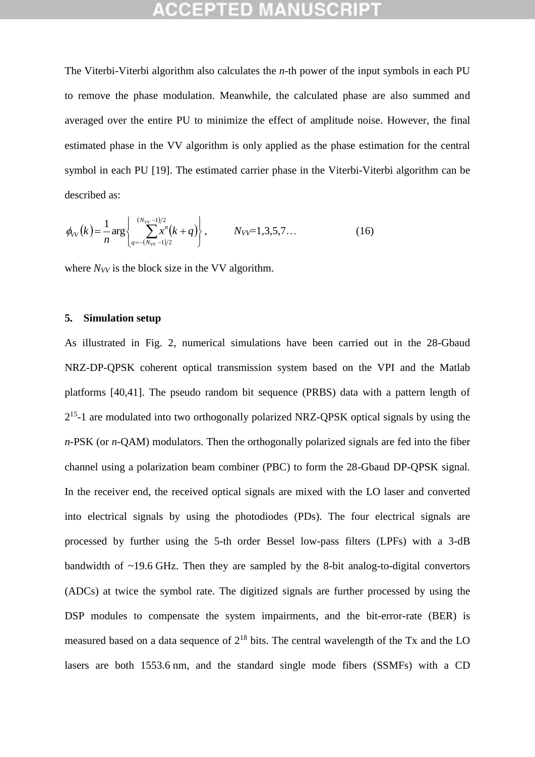The Viterbi-Viterbi algorithm also calculates the $n$-th power of the input symbols in each PU to remove the phase modulation. Meanwhile, the calculated phase are also summed and averaged over the entire PU to minimize the effect of amplitude noise. However, the final estimated phase in the VV algorithm is only applied as the phase estimation for the central symbol in each PU [19]. The estimated carrier phase in the Viterbi-Viterbi algorithm can be described as:

$$\phi_{VV}(k) = \frac{1}{n}\arg\left\{\sum_{q=-(N_{VV}-1)/2}^{(N_{VV}-1)/2} x^n(k+q)\right\}, \qquad N_{VV}=1,3,5,7\ldots \tag{16}$$

where $N_{VV}$ is the block size in the VV algorithm.

## 5. Simulation setup

As illustrated in Fig. 2, numerical simulations have been carried out in the 28-Gbaud NRZ-DP-QPSK coherent optical transmission system based on the VPI and the Matlab platforms [40,41]. The pseudo random bit sequence (PRBS) data with a pattern length of $2^{15}$-1 are modulated into two orthogonally polarized NRZ-QPSK optical signals by using the $n$-PSK (or $n$-QAM) modulators. Then the orthogonally polarized signals are fed into the fiber channel using a polarization beam combiner (PBC) to form the 28-Gbaud DP-QPSK signal. In the receiver end, the received optical signals are mixed with the LO laser and converted into electrical signals by using the photodiodes (PDs). The four electrical signals are processed by further using the 5-th order Bessel low-pass filters (LPFs) with a 3-dB bandwidth of ~19.6 GHz. Then they are sampled by the 8-bit analog-to-digital convertors (ADCs) at twice the symbol rate. The digitized signals are further processed by using the DSP modules to compensate the system impairments, and the bit-error-rate (BER) is measured based on a data sequence of $2^{18}$ bits. The central wavelength of the Tx and the LO lasers are both 1553.6 nm, and the standard single mode fibers (SSMFs) with a CD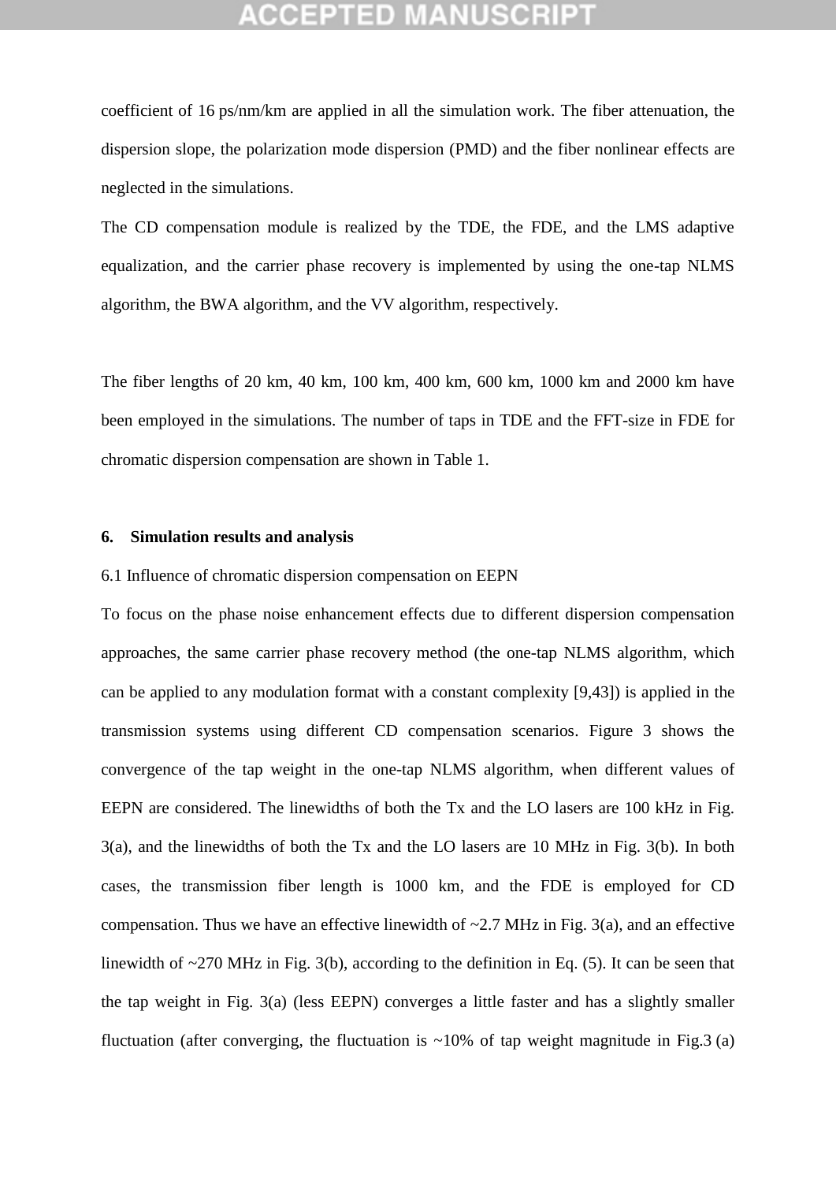coefficient of 16 ps/nm/km are applied in all the simulation work. The fiber attenuation, the dispersion slope, the polarization mode dispersion (PMD) and the fiber nonlinear effects are neglected in the simulations.

The CD compensation module is realized by the TDE, the FDE, and the LMS adaptive equalization, and the carrier phase recovery is implemented by using the one-tap NLMS algorithm, the BWA algorithm, and the VV algorithm, respectively.

The fiber lengths of 20 km, 40 km, 100 km, 400 km, 600 km, 1000 km and 2000 km have been employed in the simulations. The number of taps in TDE and the FFT-size in FDE for chromatic dispersion compensation are shown in Table 1.

## 6. Simulation results and analysis

### 6.1 Influence of chromatic dispersion compensation on EEPN

To focus on the phase noise enhancement effects due to different dispersion compensation approaches, the same carrier phase recovery method (the one-tap NLMS algorithm, which can be applied to any modulation format with a constant complexity [9,43]) is applied in the transmission systems using different CD compensation scenarios. Figure 3 shows the convergence of the tap weight in the one-tap NLMS algorithm, when different values of EEPN are considered. The linewidths of both the Tx and the LO lasers are 100 kHz in Fig. 3(a), and the linewidths of both the Tx and the LO lasers are 10 MHz in Fig. 3(b). In both cases, the transmission fiber length is 1000 km, and the FDE is employed for CD compensation. Thus we have an effective linewidth of ~2.7 MHz in Fig. 3(a), and an effective linewidth of ~270 MHz in Fig. 3(b), according to the definition in Eq. (5). It can be seen that the tap weight in Fig. 3(a) (less EEPN) converges a little faster and has a slightly smaller fluctuation (after converging, the fluctuation is ~10% of tap weight magnitude in Fig.3 (a)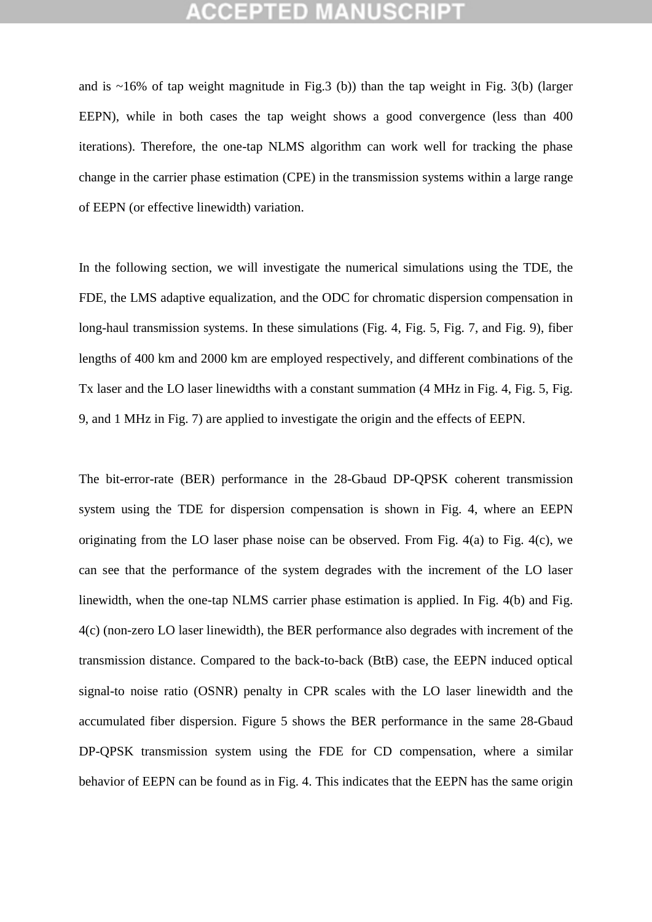and is ~16% of tap weight magnitude in Fig.3 (b)) than the tap weight in Fig. 3(b) (larger EEPN), while in both cases the tap weight shows a good convergence (less than 400 iterations). Therefore, the one-tap NLMS algorithm can work well for tracking the phase change in the carrier phase estimation (CPE) in the transmission systems within a large range of EEPN (or effective linewidth) variation.

In the following section, we will investigate the numerical simulations using the TDE, the FDE, the LMS adaptive equalization, and the ODC for chromatic dispersion compensation in long-haul transmission systems. In these simulations (Fig. 4, Fig. 5, Fig. 7, and Fig. 9), fiber lengths of 400 km and 2000 km are employed respectively, and different combinations of the Tx laser and the LO laser linewidths with a constant summation (4 MHz in Fig. 4, Fig. 5, Fig. 9, and 1 MHz in Fig. 7) are applied to investigate the origin and the effects of EEPN.

The bit-error-rate (BER) performance in the 28-Gbaud DP-QPSK coherent transmission system using the TDE for dispersion compensation is shown in Fig. 4, where an EEPN originating from the LO laser phase noise can be observed. From Fig. 4(a) to Fig. 4(c), we can see that the performance of the system degrades with the increment of the LO laser linewidth, when the one-tap NLMS carrier phase estimation is applied. In Fig. 4(b) and Fig. 4(c) (non-zero LO laser linewidth), the BER performance also degrades with increment of the transmission distance. Compared to the back-to-back (BtB) case, the EEPN induced optical signal-to noise ratio (OSNR) penalty in CPR scales with the LO laser linewidth and the accumulated fiber dispersion. Figure 5 shows the BER performance in the same 28-Gbaud DP-QPSK transmission system using the FDE for CD compensation, where a similar behavior of EEPN can be found as in Fig. 4. This indicates that the EEPN has the same origin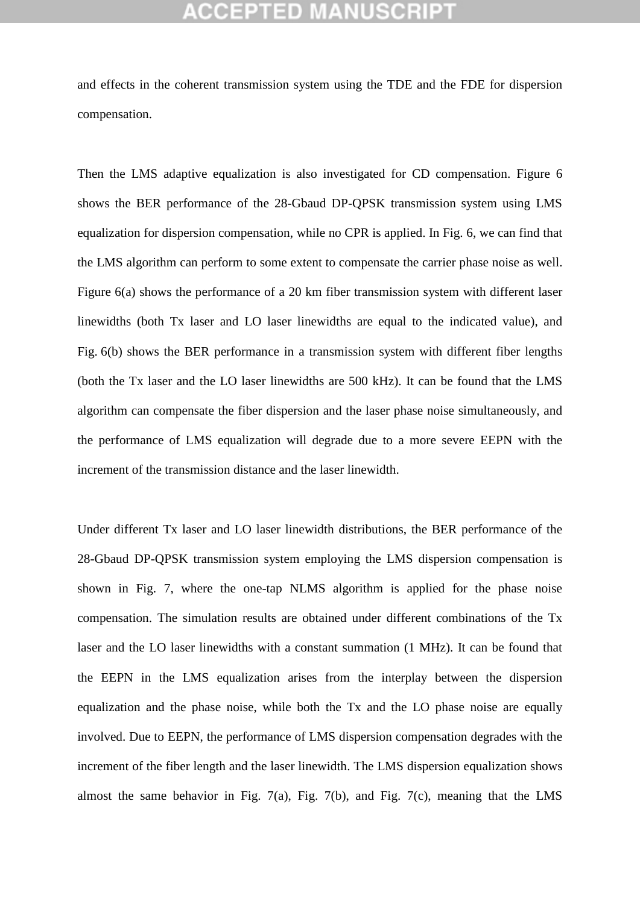and effects in the coherent transmission system using the TDE and the FDE for dispersion compensation.

Then the LMS adaptive equalization is also investigated for CD compensation. Figure 6 shows the BER performance of the 28-Gbaud DP-QPSK transmission system using LMS equalization for dispersion compensation, while no CPR is applied. In Fig. 6, we can find that the LMS algorithm can perform to some extent to compensate the carrier phase noise as well. Figure 6(a) shows the performance of a 20 km fiber transmission system with different laser linewidths (both Tx laser and LO laser linewidths are equal to the indicated value), and Fig. 6(b) shows the BER performance in a transmission system with different fiber lengths (both the Tx laser and the LO laser linewidths are 500 kHz). It can be found that the LMS algorithm can compensate the fiber dispersion and the laser phase noise simultaneously, and the performance of LMS equalization will degrade due to a more severe EEPN with the increment of the transmission distance and the laser linewidth.

Under different Tx laser and LO laser linewidth distributions, the BER performance of the 28-Gbaud DP-QPSK transmission system employing the LMS dispersion compensation is shown in Fig. 7, where the one-tap NLMS algorithm is applied for the phase noise compensation. The simulation results are obtained under different combinations of the Tx laser and the LO laser linewidths with a constant summation (1 MHz). It can be found that the EEPN in the LMS equalization arises from the interplay between the dispersion equalization and the phase noise, while both the Tx and the LO phase noise are equally involved. Due to EEPN, the performance of LMS dispersion compensation degrades with the increment of the fiber length and the laser linewidth. The LMS dispersion equalization shows almost the same behavior in Fig. 7(a), Fig. 7(b), and Fig. 7(c), meaning that the LMS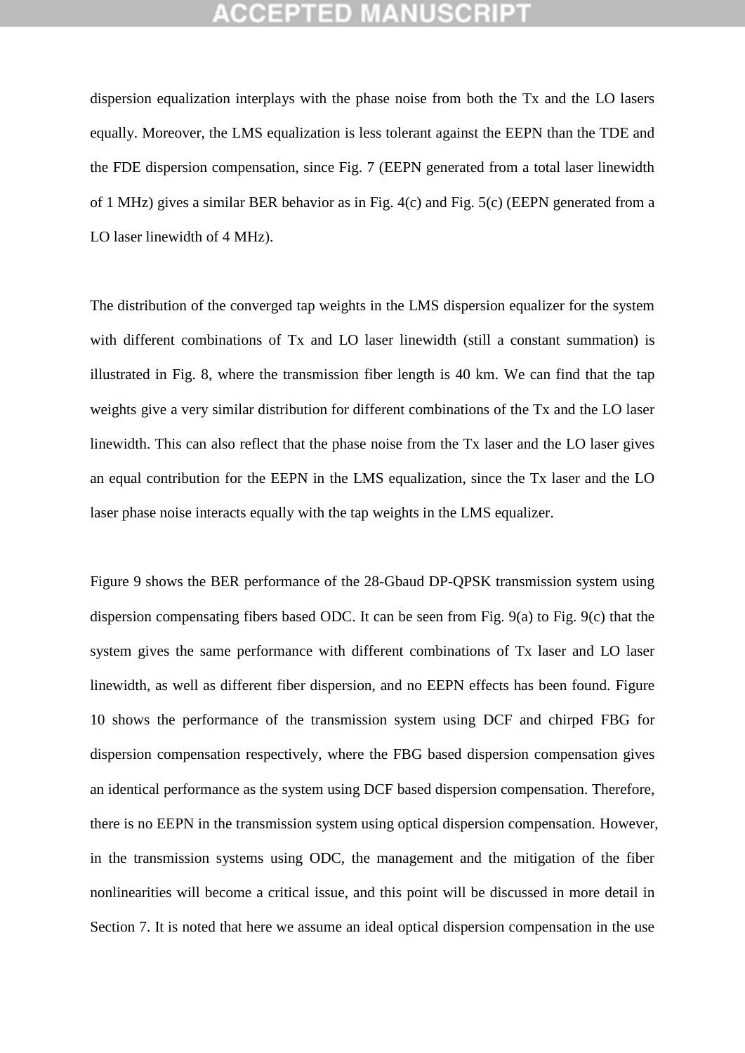dispersion equalization interplays with the phase noise from both the Tx and the LO lasers equally. Moreover, the LMS equalization is less tolerant against the EEPN than the TDE and the FDE dispersion compensation, since Fig. 7 (EEPN generated from a total laser linewidth of 1 MHz) gives a similar BER behavior as in Fig. 4(c) and Fig. 5(c) (EEPN generated from a LO laser linewidth of 4 MHz).

The distribution of the converged tap weights in the LMS dispersion equalizer for the system with different combinations of Tx and LO laser linewidth (still a constant summation) is illustrated in Fig. 8, where the transmission fiber length is 40 km. We can find that the tap weights give a very similar distribution for different combinations of the Tx and the LO laser linewidth. This can also reflect that the phase noise from the Tx laser and the LO laser gives an equal contribution for the EEPN in the LMS equalization, since the Tx laser and the LO laser phase noise interacts equally with the tap weights in the LMS equalizer.

Figure 9 shows the BER performance of the 28-Gbaud DP-QPSK transmission system using dispersion compensating fibers based ODC. It can be seen from Fig. 9(a) to Fig. 9(c) that the system gives the same performance with different combinations of Tx laser and LO laser linewidth, as well as different fiber dispersion, and no EEPN effects has been found. Figure 10 shows the performance of the transmission system using DCF and chirped FBG for dispersion compensation respectively, where the FBG based dispersion compensation gives an identical performance as the system using DCF based dispersion compensation. Therefore, there is no EEPN in the transmission system using optical dispersion compensation. However, in the transmission systems using ODC, the management and the mitigation of the fiber nonlinearities will become a critical issue, and this point will be discussed in more detail in Section 7. It is noted that here we assume an ideal optical dispersion compensation in the use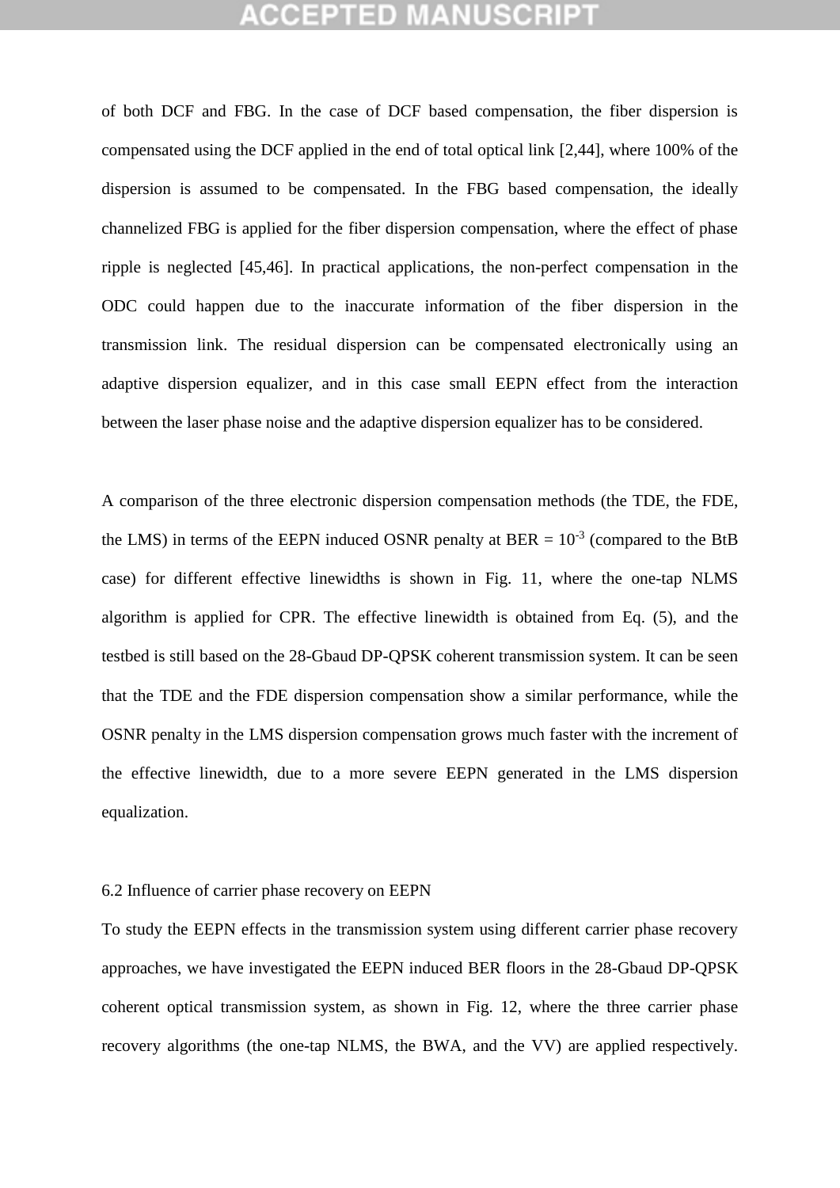of both DCF and FBG. In the case of DCF based compensation, the fiber dispersion is compensated using the DCF applied in the end of total optical link [2,44], where 100% of the dispersion is assumed to be compensated. In the FBG based compensation, the ideally channelized FBG is applied for the fiber dispersion compensation, where the effect of phase ripple is neglected [45,46]. In practical applications, the non-perfect compensation in the ODC could happen due to the inaccurate information of the fiber dispersion in the transmission link. The residual dispersion can be compensated electronically using an adaptive dispersion equalizer, and in this case small EEPN effect from the interaction between the laser phase noise and the adaptive dispersion equalizer has to be considered.

A comparison of the three electronic dispersion compensation methods (the TDE, the FDE, the LMS) in terms of the EEPN induced OSNR penalty at BER = $10^{-3}$ (compared to the BtB case) for different effective linewidths is shown in Fig. 11, where the one-tap NLMS algorithm is applied for CPR. The effective linewidth is obtained from Eq. (5), and the testbed is still based on the 28-Gbaud DP-QPSK coherent transmission system. It can be seen that the TDE and the FDE dispersion compensation show a similar performance, while the OSNR penalty in the LMS dispersion compensation grows much faster with the increment of the effective linewidth, due to a more severe EEPN generated in the LMS dispersion equalization.

### 6.2 Influence of carrier phase recovery on EEPN

To study the EEPN effects in the transmission system using different carrier phase recovery approaches, we have investigated the EEPN induced BER floors in the 28-Gbaud DP-QPSK coherent optical transmission system, as shown in Fig. 12, where the three carrier phase recovery algorithms (the one-tap NLMS, the BWA, and the VV) are applied respectively.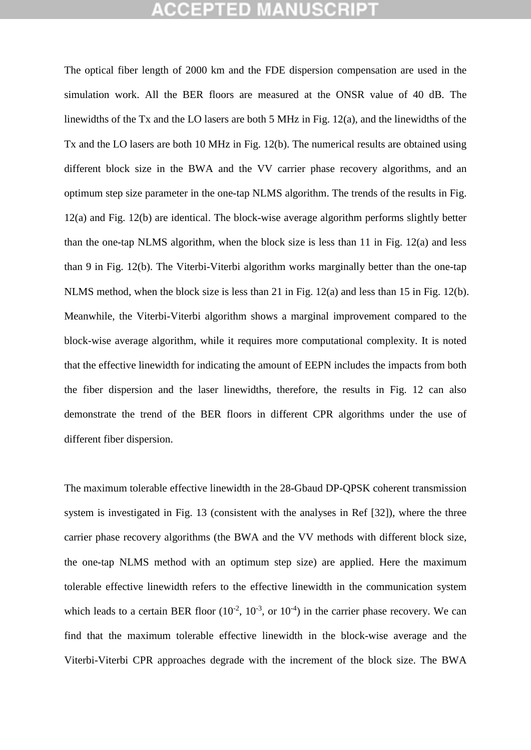The optical fiber length of 2000 km and the FDE dispersion compensation are used in the simulation work. All the BER floors are measured at the ONSR value of 40 dB. The linewidths of the Tx and the LO lasers are both 5 MHz in Fig. 12(a), and the linewidths of the Tx and the LO lasers are both 10 MHz in Fig. 12(b). The numerical results are obtained using different block size in the BWA and the VV carrier phase recovery algorithms, and an optimum step size parameter in the one-tap NLMS algorithm. The trends of the results in Fig. 12(a) and Fig. 12(b) are identical. The block-wise average algorithm performs slightly better than the one-tap NLMS algorithm, when the block size is less than 11 in Fig. 12(a) and less than 9 in Fig. 12(b). The Viterbi-Viterbi algorithm works marginally better than the one-tap NLMS method, when the block size is less than 21 in Fig. 12(a) and less than 15 in Fig. 12(b). Meanwhile, the Viterbi-Viterbi algorithm shows a marginal improvement compared to the block-wise average algorithm, while it requires more computational complexity. It is noted that the effective linewidth for indicating the amount of EEPN includes the impacts from both the fiber dispersion and the laser linewidths, therefore, the results in Fig. 12 can also demonstrate the trend of the BER floors in different CPR algorithms under the use of different fiber dispersion.

The maximum tolerable effective linewidth in the 28-Gbaud DP-QPSK coherent transmission system is investigated in Fig. 13 (consistent with the analyses in Ref [32]), where the three carrier phase recovery algorithms (the BWA and the VV methods with different block size, the one-tap NLMS method with an optimum step size) are applied. Here the maximum tolerable effective linewidth refers to the effective linewidth in the communication system which leads to a certain BER floor ($10^{-2}$, $10^{-3}$, or $10^{-4}$) in the carrier phase recovery. We can find that the maximum tolerable effective linewidth in the block-wise average and the Viterbi-Viterbi CPR approaches degrade with the increment of the block size. The BWA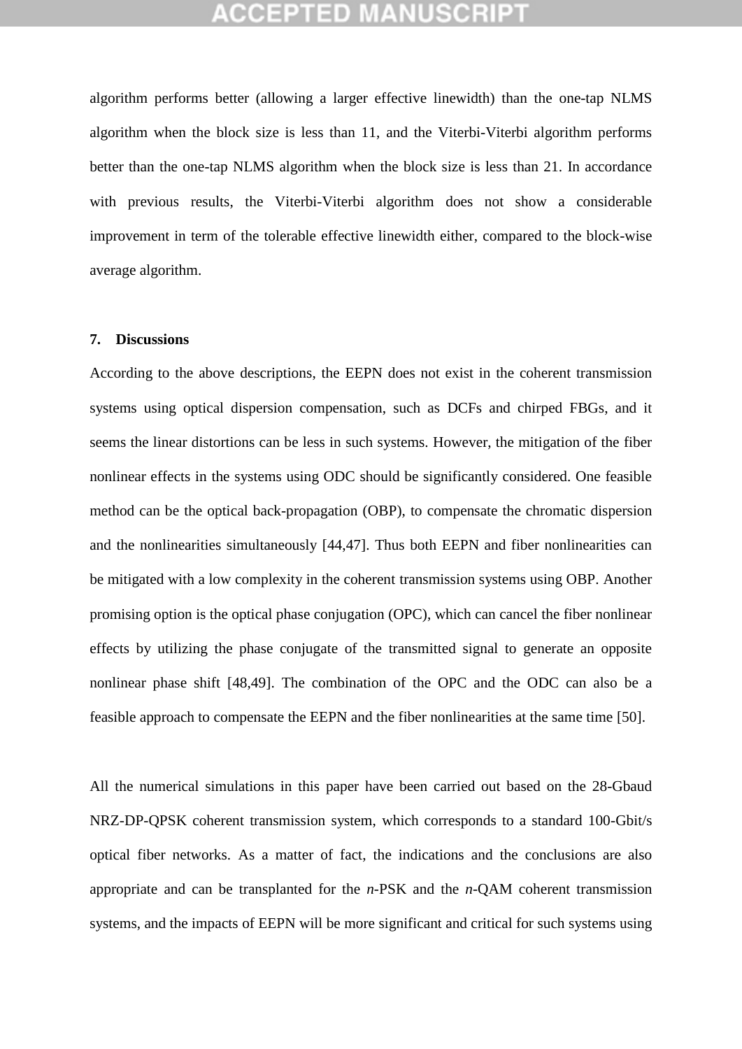algorithm performs better (allowing a larger effective linewidth) than the one-tap NLMS algorithm when the block size is less than 11, and the Viterbi-Viterbi algorithm performs better than the one-tap NLMS algorithm when the block size is less than 21. In accordance with previous results, the Viterbi-Viterbi algorithm does not show a considerable improvement in term of the tolerable effective linewidth either, compared to the block-wise average algorithm.

## 7. Discussions

According to the above descriptions, the EEPN does not exist in the coherent transmission systems using optical dispersion compensation, such as DCFs and chirped FBGs, and it seems the linear distortions can be less in such systems. However, the mitigation of the fiber nonlinear effects in the systems using ODC should be significantly considered. One feasible method can be the optical back-propagation (OBP), to compensate the chromatic dispersion and the nonlinearities simultaneously [44,47]. Thus both EEPN and fiber nonlinearities can be mitigated with a low complexity in the coherent transmission systems using OBP. Another promising option is the optical phase conjugation (OPC), which can cancel the fiber nonlinear effects by utilizing the phase conjugate of the transmitted signal to generate an opposite nonlinear phase shift [48,49]. The combination of the OPC and the ODC can also be a feasible approach to compensate the EEPN and the fiber nonlinearities at the same time [50].

All the numerical simulations in this paper have been carried out based on the 28-Gbaud NRZ-DP-QPSK coherent transmission system, which corresponds to a standard 100-Gbit/s optical fiber networks. As a matter of fact, the indications and the conclusions are also appropriate and can be transplanted for the *n*-PSK and the *n*-QAM coherent transmission systems, and the impacts of EEPN will be more significant and critical for such systems using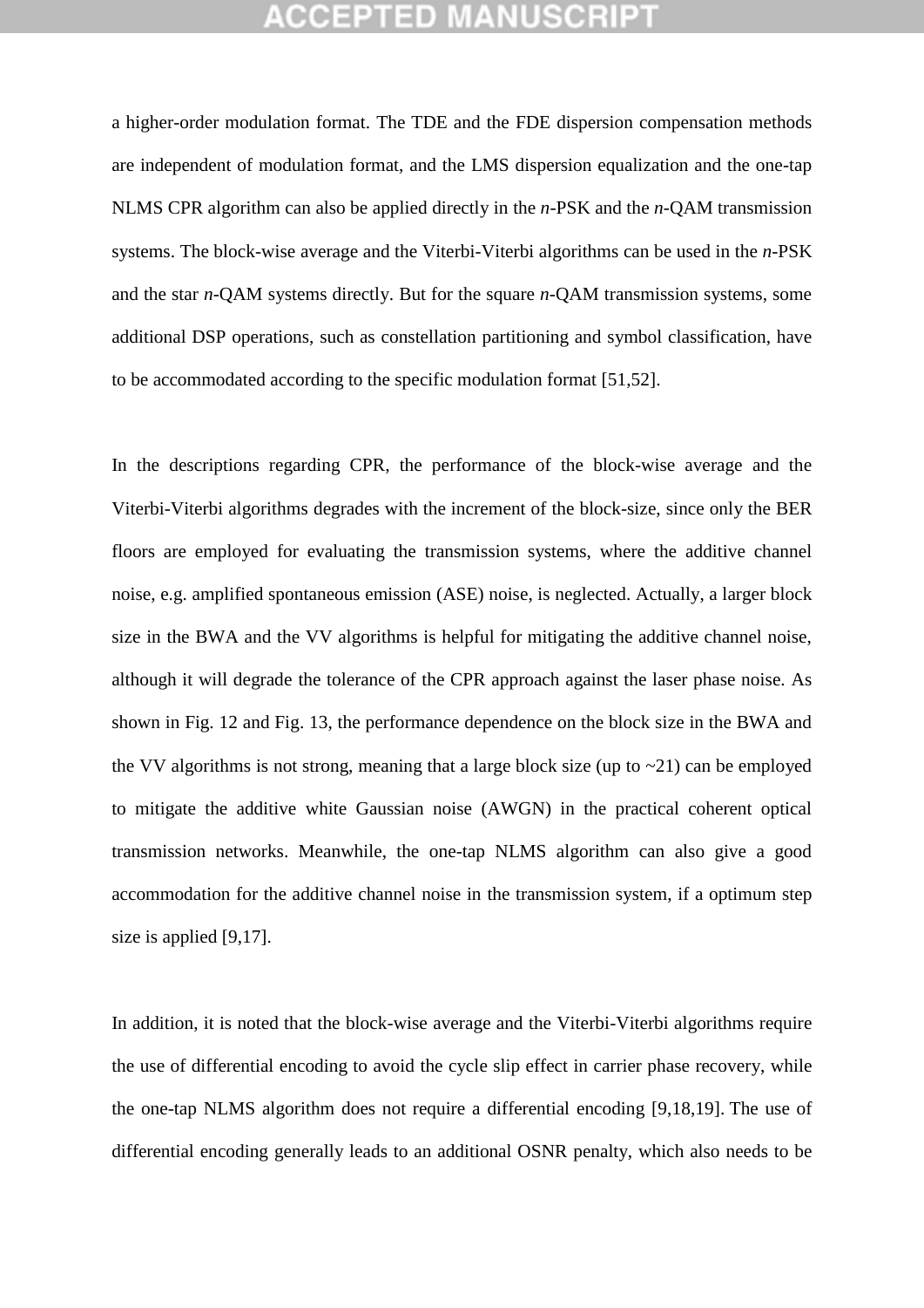a higher-order modulation format. The TDE and the FDE dispersion compensation methods are independent of modulation format, and the LMS dispersion equalization and the one-tap NLMS CPR algorithm can also be applied directly in the *n*-PSK and the *n*-QAM transmission systems. The block-wise average and the Viterbi-Viterbi algorithms can be used in the *n*-PSK and the star *n*-QAM systems directly. But for the square *n*-QAM transmission systems, some additional DSP operations, such as constellation partitioning and symbol classification, have to be accommodated according to the specific modulation format [51,52].

In the descriptions regarding CPR, the performance of the block-wise average and the Viterbi-Viterbi algorithms degrades with the increment of the block-size, since only the BER floors are employed for evaluating the transmission systems, where the additive channel noise, e.g. amplified spontaneous emission (ASE) noise, is neglected. Actually, a larger block size in the BWA and the VV algorithms is helpful for mitigating the additive channel noise, although it will degrade the tolerance of the CPR approach against the laser phase noise. As shown in Fig. 12 and Fig. 13, the performance dependence on the block size in the BWA and the VV algorithms is not strong, meaning that a large block size (up to ~21) can be employed to mitigate the additive white Gaussian noise (AWGN) in the practical coherent optical transmission networks. Meanwhile, the one-tap NLMS algorithm can also give a good accommodation for the additive channel noise in the transmission system, if a optimum step size is applied [9,17].

In addition, it is noted that the block-wise average and the Viterbi-Viterbi algorithms require the use of differential encoding to avoid the cycle slip effect in carrier phase recovery, while the one-tap NLMS algorithm does not require a differential encoding [9,18,19]. The use of differential encoding generally leads to an additional OSNR penalty, which also needs to be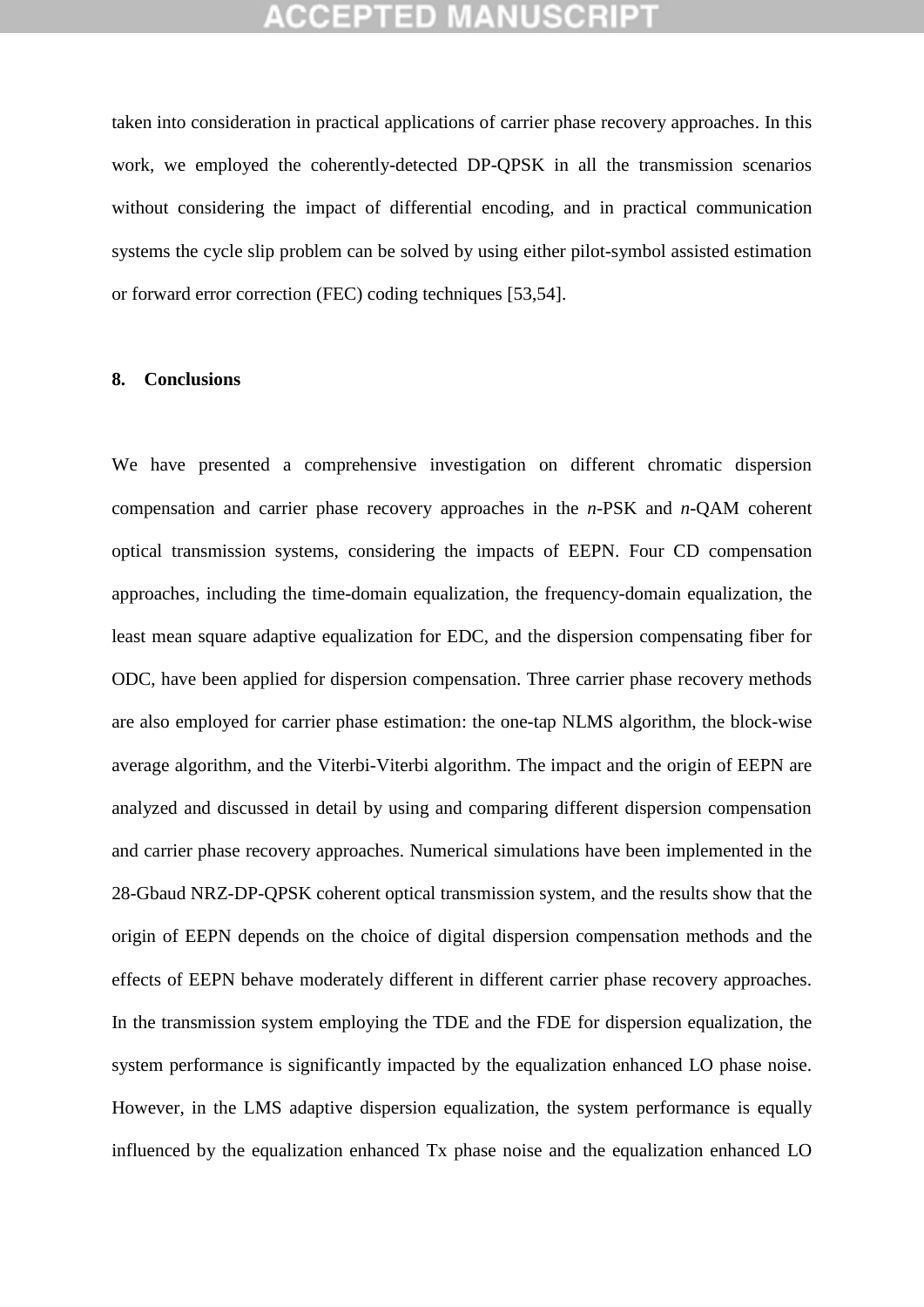taken into consideration in practical applications of carrier phase recovery approaches. In this work, we employed the coherently-detected DP-QPSK in all the transmission scenarios without considering the impact of differential encoding, and in practical communication systems the cycle slip problem can be solved by using either pilot-symbol assisted estimation or forward error correction (FEC) coding techniques [53,54].

## 8. Conclusions

We have presented a comprehensive investigation on different chromatic dispersion compensation and carrier phase recovery approaches in the *n*-PSK and *n*-QAM coherent optical transmission systems, considering the impacts of EEPN. Four CD compensation approaches, including the time-domain equalization, the frequency-domain equalization, the least mean square adaptive equalization for EDC, and the dispersion compensating fiber for ODC, have been applied for dispersion compensation. Three carrier phase recovery methods are also employed for carrier phase estimation: the one-tap NLMS algorithm, the block-wise average algorithm, and the Viterbi-Viterbi algorithm. The impact and the origin of EEPN are analyzed and discussed in detail by using and comparing different dispersion compensation and carrier phase recovery approaches. Numerical simulations have been implemented in the 28-Gbaud NRZ-DP-QPSK coherent optical transmission system, and the results show that the origin of EEPN depends on the choice of digital dispersion compensation methods and the effects of EEPN behave moderately different in different carrier phase recovery approaches. In the transmission system employing the TDE and the FDE for dispersion equalization, the system performance is significantly impacted by the equalization enhanced LO phase noise. However, in the LMS adaptive dispersion equalization, the system performance is equally influenced by the equalization enhanced Tx phase noise and the equalization enhanced LO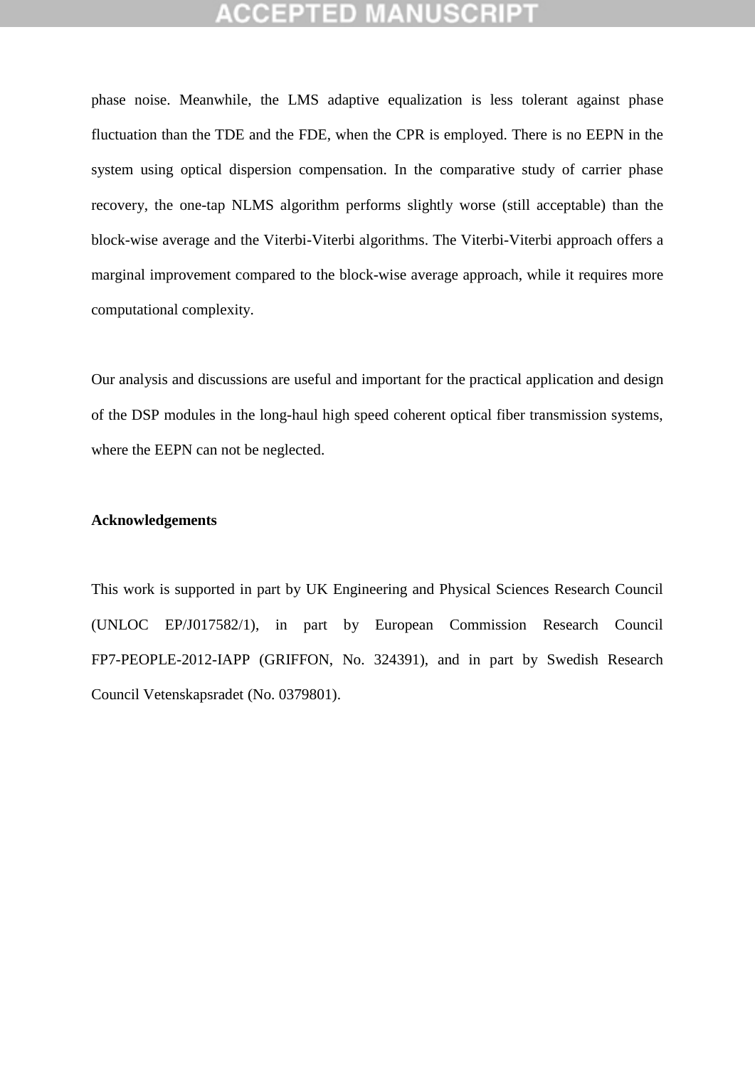phase noise. Meanwhile, the LMS adaptive equalization is less tolerant against phase fluctuation than the TDE and the FDE, when the CPR is employed. There is no EEPN in the system using optical dispersion compensation. In the comparative study of carrier phase recovery, the one-tap NLMS algorithm performs slightly worse (still acceptable) than the block-wise average and the Viterbi-Viterbi algorithms. The Viterbi-Viterbi approach offers a marginal improvement compared to the block-wise average approach, while it requires more computational complexity.

Our analysis and discussions are useful and important for the practical application and design of the DSP modules in the long-haul high speed coherent optical fiber transmission systems, where the EEPN can not be neglected.

**Acknowledgements**

This work is supported in part by UK Engineering and Physical Sciences Research Council (UNLOC EP/J017582/1), in part by European Commission Research Council FP7-PEOPLE-2012-IAPP (GRIFFON, No. 324391), and in part by Swedish Research Council Vetenskapsradet (No. 0379801).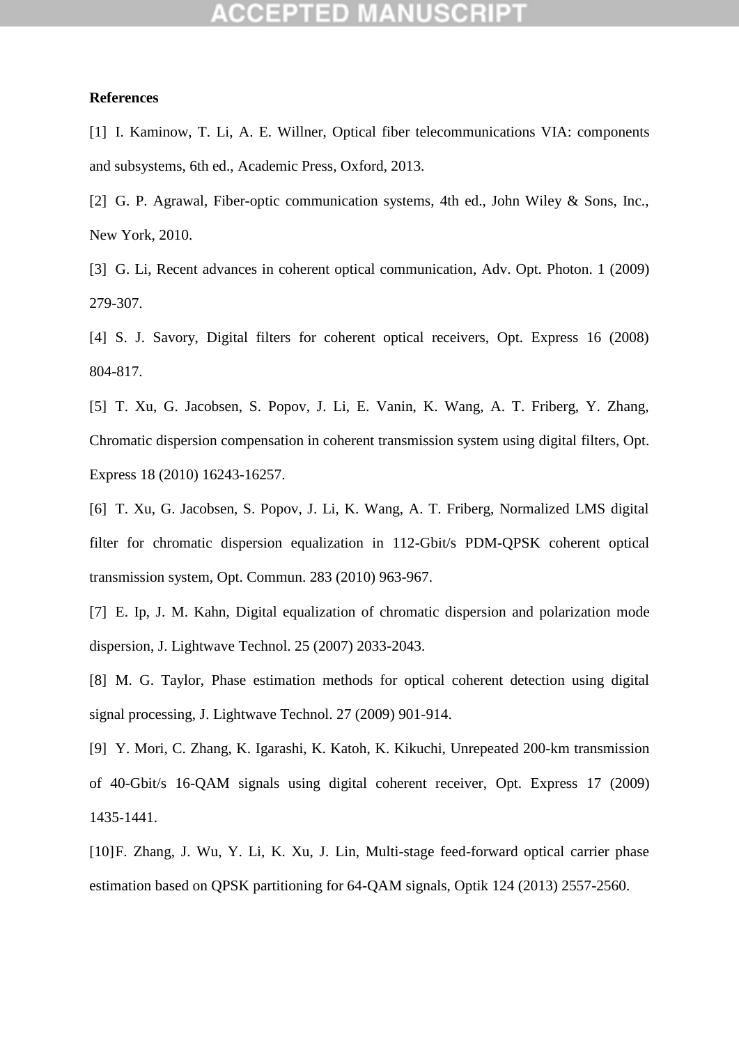**References**

[1] I. Kaminow, T. Li, A. E. Willner, Optical fiber telecommunications VIA: components and subsystems, 6th ed., Academic Press, Oxford, 2013.

[2] G. P. Agrawal, Fiber-optic communication systems, 4th ed., John Wiley & Sons, Inc., New York, 2010.

[3] G. Li, Recent advances in coherent optical communication, Adv. Opt. Photon. 1 (2009) 279-307.

[4] S. J. Savory, Digital filters for coherent optical receivers, Opt. Express 16 (2008) 804-817.

[5] T. Xu, G. Jacobsen, S. Popov, J. Li, E. Vanin, K. Wang, A. T. Friberg, Y. Zhang, Chromatic dispersion compensation in coherent transmission system using digital filters, Opt. Express 18 (2010) 16243-16257.

[6] T. Xu, G. Jacobsen, S. Popov, J. Li, K. Wang, A. T. Friberg, Normalized LMS digital filter for chromatic dispersion equalization in 112-Gbit/s PDM-QPSK coherent optical transmission system, Opt. Commun. 283 (2010) 963-967.

[7] E. Ip, J. M. Kahn, Digital equalization of chromatic dispersion and polarization mode dispersion, J. Lightwave Technol. 25 (2007) 2033-2043.

[8] M. G. Taylor, Phase estimation methods for optical coherent detection using digital signal processing, J. Lightwave Technol. 27 (2009) 901-914.

[9] Y. Mori, C. Zhang, K. Igarashi, K. Katoh, K. Kikuchi, Unrepeated 200-km transmission of 40-Gbit/s 16-QAM signals using digital coherent receiver, Opt. Express 17 (2009) 1435-1441.

[10] F. Zhang, J. Wu, Y. Li, K. Xu, J. Lin, Multi-stage feed-forward optical carrier phase estimation based on QPSK partitioning for 64-QAM signals, Optik 124 (2013) 2557-2560.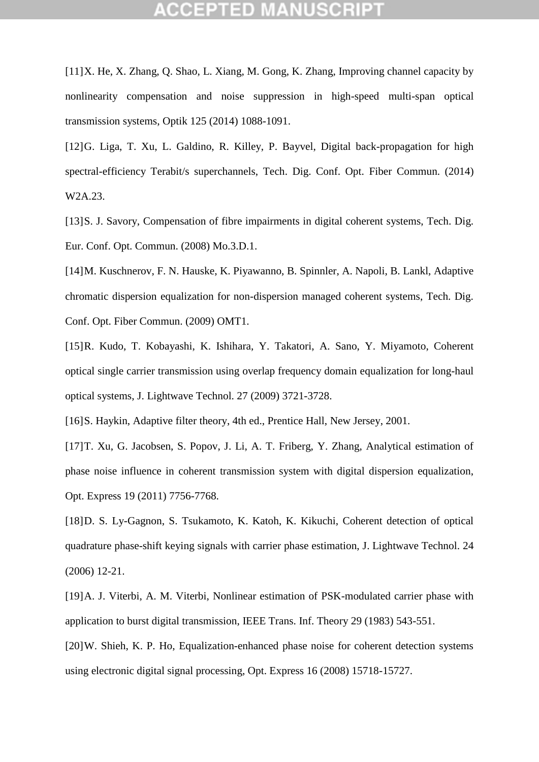[11] X. He, X. Zhang, Q. Shao, L. Xiang, M. Gong, K. Zhang, Improving channel capacity by nonlinearity compensation and noise suppression in high-speed multi-span optical transmission systems, Optik 125 (2014) 1088-1091.

[12] G. Liga, T. Xu, L. Galdino, R. Killey, P. Bayvel, Digital back-propagation for high spectral-efficiency Terabit/s superchannels, Tech. Dig. Conf. Opt. Fiber Commun. (2014) W2A.23.

[13] S. J. Savory, Compensation of fibre impairments in digital coherent systems, Tech. Dig. Eur. Conf. Opt. Commun. (2008) Mo.3.D.1.

[14] M. Kuschnerov, F. N. Hauske, K. Piyawanno, B. Spinnler, A. Napoli, B. Lankl, Adaptive chromatic dispersion equalization for non-dispersion managed coherent systems, Tech. Dig. Conf. Opt. Fiber Commun. (2009) OMT1.

[15] R. Kudo, T. Kobayashi, K. Ishihara, Y. Takatori, A. Sano, Y. Miyamoto, Coherent optical single carrier transmission using overlap frequency domain equalization for long-haul optical systems, J. Lightwave Technol. 27 (2009) 3721-3728.

[16] S. Haykin, Adaptive filter theory, 4th ed., Prentice Hall, New Jersey, 2001.

[17] T. Xu, G. Jacobsen, S. Popov, J. Li, A. T. Friberg, Y. Zhang, Analytical estimation of phase noise influence in coherent transmission system with digital dispersion equalization, Opt. Express 19 (2011) 7756-7768.

[18] D. S. Ly-Gagnon, S. Tsukamoto, K. Katoh, K. Kikuchi, Coherent detection of optical quadrature phase-shift keying signals with carrier phase estimation, J. Lightwave Technol. 24 (2006) 12-21.

[19] A. J. Viterbi, A. M. Viterbi, Nonlinear estimation of PSK-modulated carrier phase with application to burst digital transmission, IEEE Trans. Inf. Theory 29 (1983) 543-551.

[20] W. Shieh, K. P. Ho, Equalization-enhanced phase noise for coherent detection systems using electronic digital signal processing, Opt. Express 16 (2008) 15718-15727.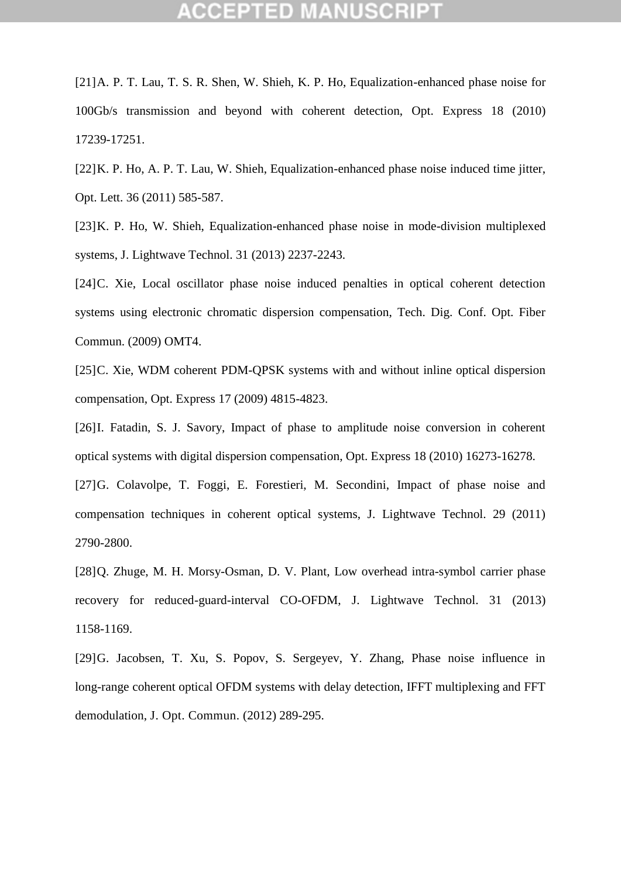[21] A. P. T. Lau, T. S. R. Shen, W. Shieh, K. P. Ho, Equalization-enhanced phase noise for 100Gb/s transmission and beyond with coherent detection, Opt. Express 18 (2010) 17239-17251.

[22] K. P. Ho, A. P. T. Lau, W. Shieh, Equalization-enhanced phase noise induced time jitter, Opt. Lett. 36 (2011) 585-587.

[23] K. P. Ho, W. Shieh, Equalization-enhanced phase noise in mode-division multiplexed systems, J. Lightwave Technol. 31 (2013) 2237-2243.

[24] C. Xie, Local oscillator phase noise induced penalties in optical coherent detection systems using electronic chromatic dispersion compensation, Tech. Dig. Conf. Opt. Fiber Commun. (2009) OMT4.

[25] C. Xie, WDM coherent PDM-QPSK systems with and without inline optical dispersion compensation, Opt. Express 17 (2009) 4815-4823.

[26] I. Fatadin, S. J. Savory, Impact of phase to amplitude noise conversion in coherent optical systems with digital dispersion compensation, Opt. Express 18 (2010) 16273-16278.

[27] G. Colavolpe, T. Foggi, E. Forestieri, M. Secondini, Impact of phase noise and compensation techniques in coherent optical systems, J. Lightwave Technol. 29 (2011) 2790-2800.

[28] Q. Zhuge, M. H. Morsy-Osman, D. V. Plant, Low overhead intra-symbol carrier phase recovery for reduced-guard-interval CO-OFDM, J. Lightwave Technol. 31 (2013) 1158-1169.

[29] G. Jacobsen, T. Xu, S. Popov, S. Sergeyev, Y. Zhang, Phase noise influence in long-range coherent optical OFDM systems with delay detection, IFFT multiplexing and FFT demodulation, J. Opt. Commun. (2012) 289-295.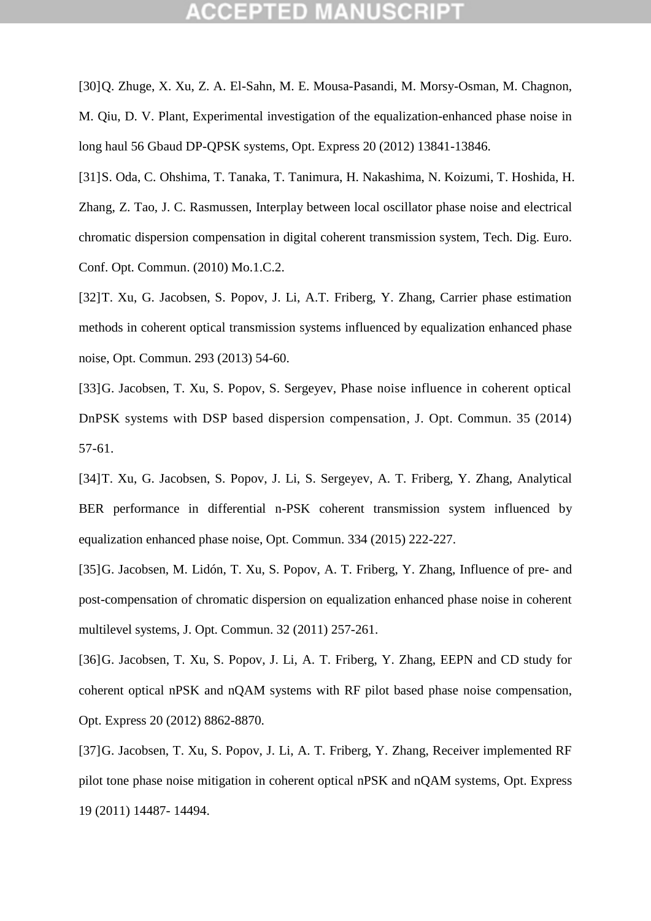[30] Q. Zhuge, X. Xu, Z. A. El-Sahn, M. E. Mousa-Pasandi, M. Morsy-Osman, M. Chagnon, M. Qiu, D. V. Plant, Experimental investigation of the equalization-enhanced phase noise in long haul 56 Gbaud DP-QPSK systems, Opt. Express 20 (2012) 13841-13846.

[31] S. Oda, C. Ohshima, T. Tanaka, T. Tanimura, H. Nakashima, N. Koizumi, T. Hoshida, H. Zhang, Z. Tao, J. C. Rasmussen, Interplay between local oscillator phase noise and electrical chromatic dispersion compensation in digital coherent transmission system, Tech. Dig. Euro. Conf. Opt. Commun. (2010) Mo.1.C.2.

[32] T. Xu, G. Jacobsen, S. Popov, J. Li, A.T. Friberg, Y. Zhang, Carrier phase estimation methods in coherent optical transmission systems influenced by equalization enhanced phase noise, Opt. Commun. 293 (2013) 54-60.

[33] G. Jacobsen, T. Xu, S. Popov, S. Sergeyev, Phase noise influence in coherent optical DnPSK systems with DSP based dispersion compensation, J. Opt. Commun. 35 (2014) 57-61.

[34] T. Xu, G. Jacobsen, S. Popov, J. Li, S. Sergeyev, A. T. Friberg, Y. Zhang, Analytical BER performance in differential n-PSK coherent transmission system influenced by equalization enhanced phase noise, Opt. Commun. 334 (2015) 222-227.

[35] G. Jacobsen, M. Lidón, T. Xu, S. Popov, A. T. Friberg, Y. Zhang, Influence of pre- and post-compensation of chromatic dispersion on equalization enhanced phase noise in coherent multilevel systems, J. Opt. Commun. 32 (2011) 257-261.

[36] G. Jacobsen, T. Xu, S. Popov, J. Li, A. T. Friberg, Y. Zhang, EEPN and CD study for coherent optical nPSK and nQAM systems with RF pilot based phase noise compensation, Opt. Express 20 (2012) 8862-8870.

[37] G. Jacobsen, T. Xu, S. Popov, J. Li, A. T. Friberg, Y. Zhang, Receiver implemented RF pilot tone phase noise mitigation in coherent optical nPSK and nQAM systems, Opt. Express 19 (2011) 14487- 14494.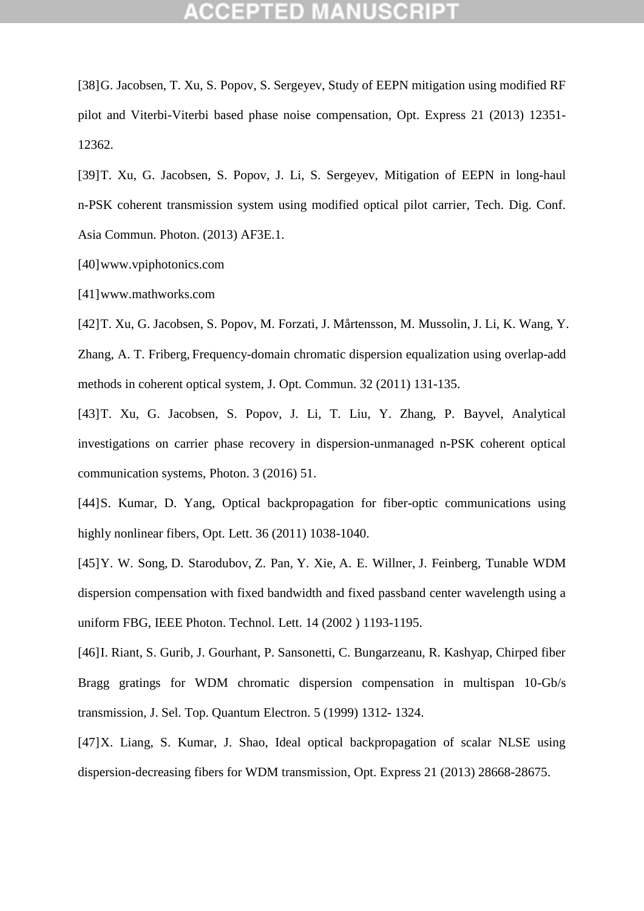[38] G. Jacobsen, T. Xu, S. Popov, S. Sergeyev, Study of EEPN mitigation using modified RF pilot and Viterbi-Viterbi based phase noise compensation, Opt. Express 21 (2013) 12351-12362.

[39] T. Xu, G. Jacobsen, S. Popov, J. Li, S. Sergeyev, Mitigation of EEPN in long-haul n-PSK coherent transmission system using modified optical pilot carrier, Tech. Dig. Conf. Asia Commun. Photon. (2013) AF3E.1.

[40] www.vpiphotonics.com

[41] www.mathworks.com

[42] T. Xu, G. Jacobsen, S. Popov, M. Forzati, J. Mårtensson, M. Mussolin, J. Li, K. Wang, Y. Zhang, A. T. Friberg, Frequency-domain chromatic dispersion equalization using overlap-add methods in coherent optical system, J. Opt. Commun. 32 (2011) 131-135.

[43] T. Xu, G. Jacobsen, S. Popov, J. Li, T. Liu, Y. Zhang, P. Bayvel, Analytical investigations on carrier phase recovery in dispersion-unmanaged n-PSK coherent optical communication systems, Photon. 3 (2016) 51.

[44] S. Kumar, D. Yang, Optical backpropagation for fiber-optic communications using highly nonlinear fibers, Opt. Lett. 36 (2011) 1038-1040.

[45] Y. W. Song, D. Starodubov, Z. Pan, Y. Xie, A. E. Willner, J. Feinberg, Tunable WDM dispersion compensation with fixed bandwidth and fixed passband center wavelength using a uniform FBG, IEEE Photon. Technol. Lett. 14 (2002 ) 1193-1195.

[46] I. Riant, S. Gurib, J. Gourhant, P. Sansonetti, C. Bungarzeanu, R. Kashyap, Chirped fiber Bragg gratings for WDM chromatic dispersion compensation in multispan 10-Gb/s transmission, J. Sel. Top. Quantum Electron. 5 (1999) 1312- 1324.

[47] X. Liang, S. Kumar, J. Shao, Ideal optical backpropagation of scalar NLSE using dispersion-decreasing fibers for WDM transmission, Opt. Express 21 (2013) 28668-28675.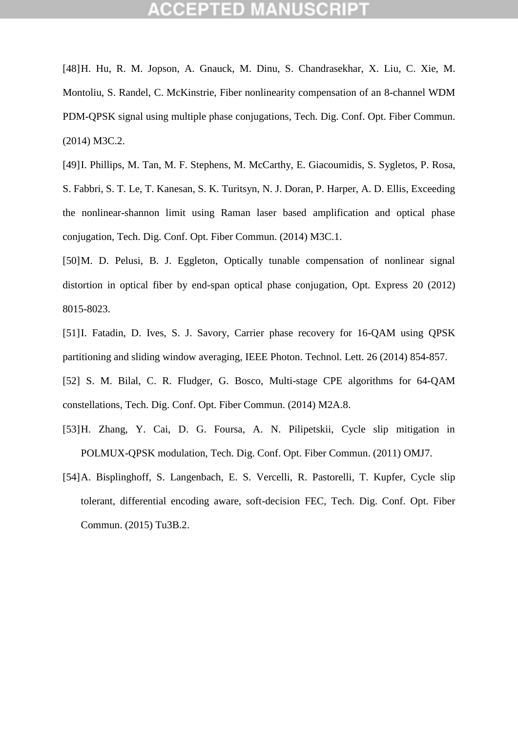[48] H. Hu, R. M. Jopson, A. Gnauck, M. Dinu, S. Chandrasekhar, X. Liu, C. Xie, M. Montoliu, S. Randel, C. McKinstrie, Fiber nonlinearity compensation of an 8-channel WDM PDM-QPSK signal using multiple phase conjugations, Tech. Dig. Conf. Opt. Fiber Commun. (2014) M3C.2.

[49] I. Phillips, M. Tan, M. F. Stephens, M. McCarthy, E. Giacoumidis, S. Sygletos, P. Rosa, S. Fabbri, S. T. Le, T. Kanesan, S. K. Turitsyn, N. J. Doran, P. Harper, A. D. Ellis, Exceeding the nonlinear-shannon limit using Raman laser based amplification and optical phase conjugation, Tech. Dig. Conf. Opt. Fiber Commun. (2014) M3C.1.

[50] M. D. Pelusi, B. J. Eggleton, Optically tunable compensation of nonlinear signal distortion in optical fiber by end-span optical phase conjugation, Opt. Express 20 (2012) 8015-8023.

[51] I. Fatadin, D. Ives, S. J. Savory, Carrier phase recovery for 16-QAM using QPSK partitioning and sliding window averaging, IEEE Photon. Technol. Lett. 26 (2014) 854-857.

[52] S. M. Bilal, C. R. Fludger, G. Bosco, Multi-stage CPE algorithms for 64-QAM constellations, Tech. Dig. Conf. Opt. Fiber Commun. (2014) M2A.8.

[53] H. Zhang, Y. Cai, D. G. Foursa, A. N. Pilipetskii, Cycle slip mitigation in POLMUX-QPSK modulation, Tech. Dig. Conf. Opt. Fiber Commun. (2011) OMJ7.

[54] A. Bisplinghoff, S. Langenbach, E. S. Vercelli, R. Pastorelli, T. Kupfer, Cycle slip tolerant, differential encoding aware, soft-decision FEC, Tech. Dig. Conf. Opt. Fiber Commun. (2015) Tu3B.2.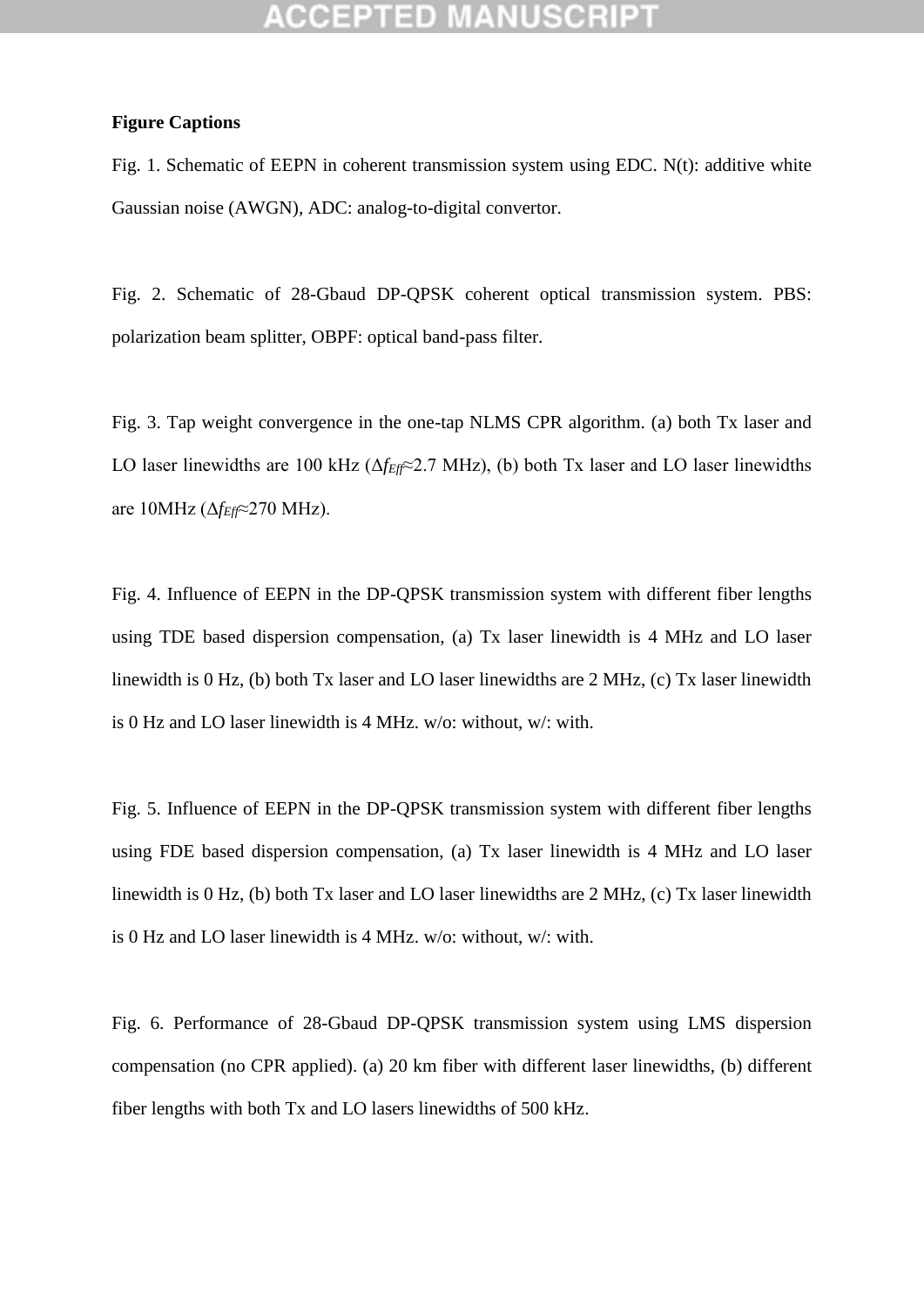**Figure Captions**

Fig. 1. Schematic of EEPN in coherent transmission system using EDC. N(t): additive white Gaussian noise (AWGN), ADC: analog-to-digital convertor.

Fig. 2. Schematic of 28-Gbaud DP-QPSK coherent optical transmission system. PBS: polarization beam splitter, OBPF: optical band-pass filter.

Fig. 3. Tap weight convergence in the one-tap NLMS CPR algorithm. (a) both Tx laser and LO laser linewidths are 100 kHz ($\Delta f_{Eff}$≈2.7 MHz), (b) both Tx laser and LO laser linewidths are 10MHz ($\Delta f_{Eff}$≈270 MHz).

Fig. 4. Influence of EEPN in the DP-QPSK transmission system with different fiber lengths using TDE based dispersion compensation, (a) Tx laser linewidth is 4 MHz and LO laser linewidth is 0 Hz, (b) both Tx laser and LO laser linewidths are 2 MHz, (c) Tx laser linewidth is 0 Hz and LO laser linewidth is 4 MHz. w/o: without, w/: with.

Fig. 5. Influence of EEPN in the DP-QPSK transmission system with different fiber lengths using FDE based dispersion compensation, (a) Tx laser linewidth is 4 MHz and LO laser linewidth is 0 Hz, (b) both Tx laser and LO laser linewidths are 2 MHz, (c) Tx laser linewidth is 0 Hz and LO laser linewidth is 4 MHz. w/o: without, w/: with.

Fig. 6. Performance of 28-Gbaud DP-QPSK transmission system using LMS dispersion compensation (no CPR applied). (a) 20 km fiber with different laser linewidths, (b) different fiber lengths with both Tx and LO lasers linewidths of 500 kHz.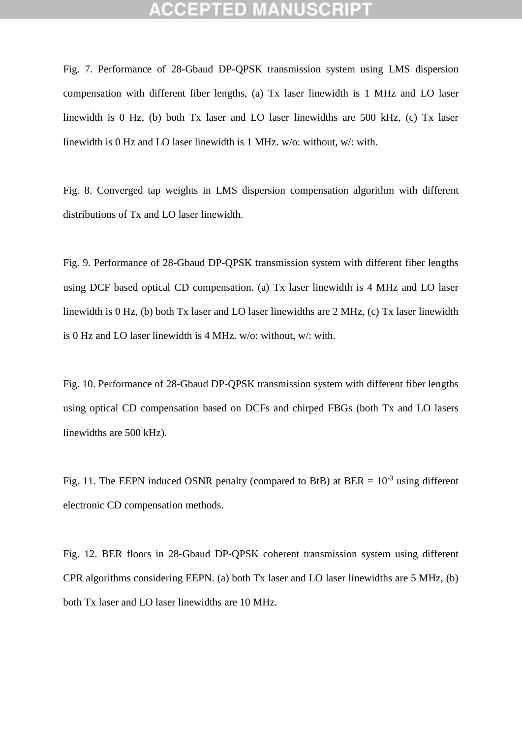Fig. 7. Performance of 28-Gbaud DP-QPSK transmission system using LMS dispersion compensation with different fiber lengths, (a) Tx laser linewidth is 1 MHz and LO laser linewidth is 0 Hz, (b) both Tx laser and LO laser linewidths are 500 kHz, (c) Tx laser linewidth is 0 Hz and LO laser linewidth is 1 MHz. w/o: without, w/: with.

Fig. 8. Converged tap weights in LMS dispersion compensation algorithm with different distributions of Tx and LO laser linewidth.

Fig. 9. Performance of 28-Gbaud DP-QPSK transmission system with different fiber lengths using DCF based optical CD compensation. (a) Tx laser linewidth is 4 MHz and LO laser linewidth is 0 Hz, (b) both Tx laser and LO laser linewidths are 2 MHz, (c) Tx laser linewidth is 0 Hz and LO laser linewidth is 4 MHz. w/o: without, w/: with.

Fig. 10. Performance of 28-Gbaud DP-QPSK transmission system with different fiber lengths using optical CD compensation based on DCFs and chirped FBGs (both Tx and LO lasers linewidths are 500 kHz).

Fig. 11. The EEPN induced OSNR penalty (compared to BtB) at BER = $10^{-3}$ using different electronic CD compensation methods.

Fig. 12. BER floors in 28-Gbaud DP-QPSK coherent transmission system using different CPR algorithms considering EEPN. (a) both Tx laser and LO laser linewidths are 5 MHz, (b) both Tx laser and LO laser linewidths are 10 MHz.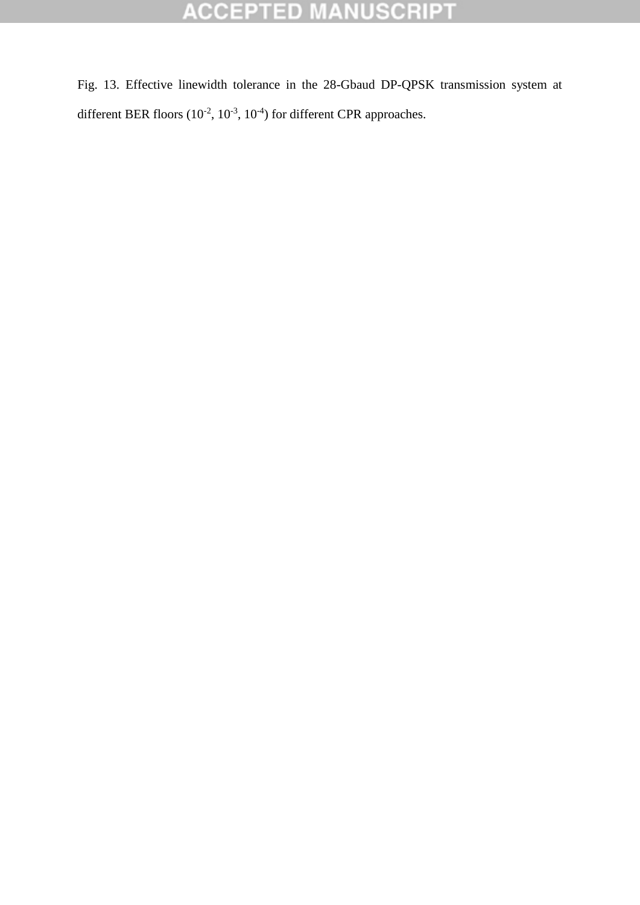Fig. 13. Effective linewidth tolerance in the 28-Gbaud DP-QPSK transmission system at different BER floors ($10^{-2}$, $10^{-3}$, $10^{-4}$) for different CPR approaches.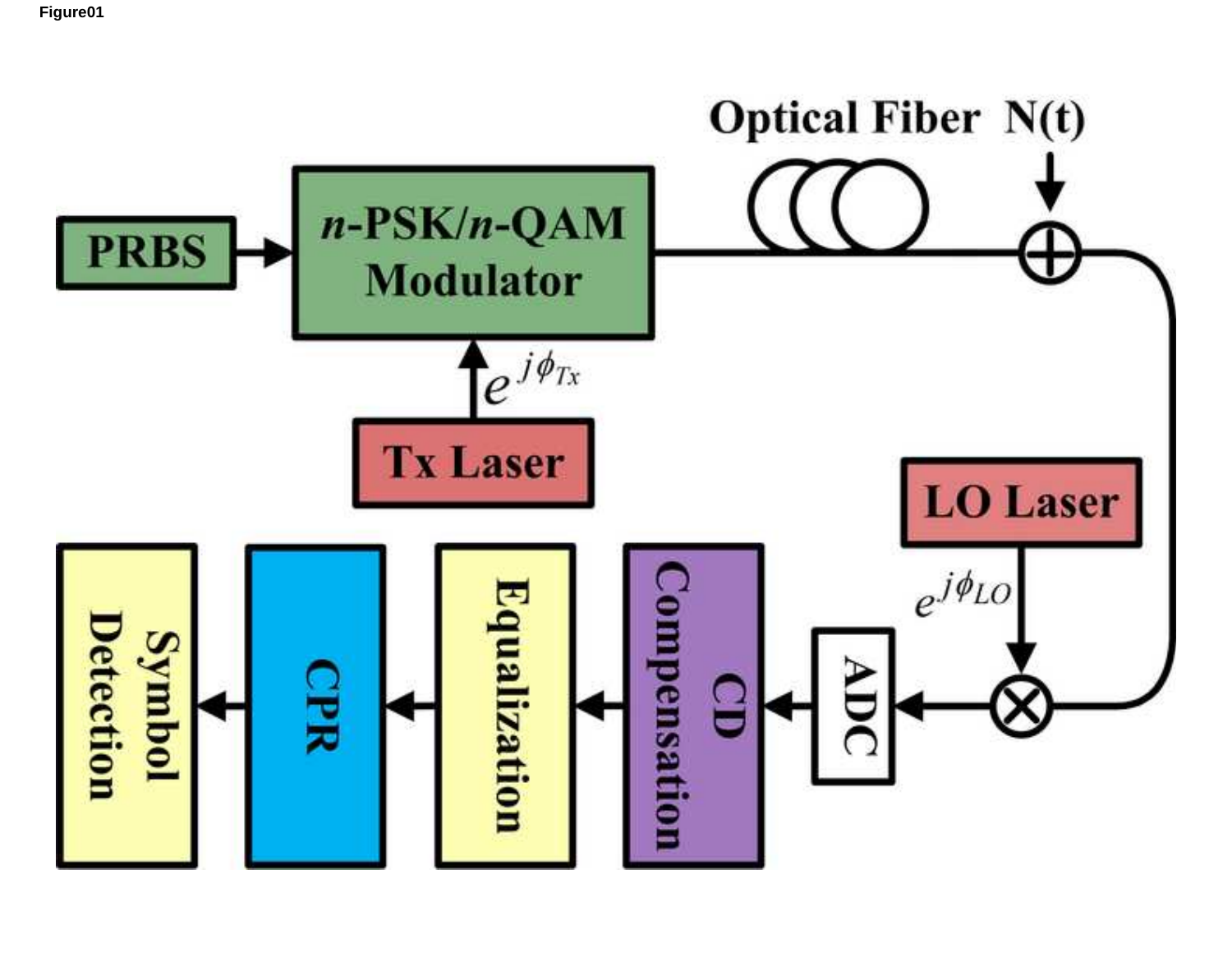Figure01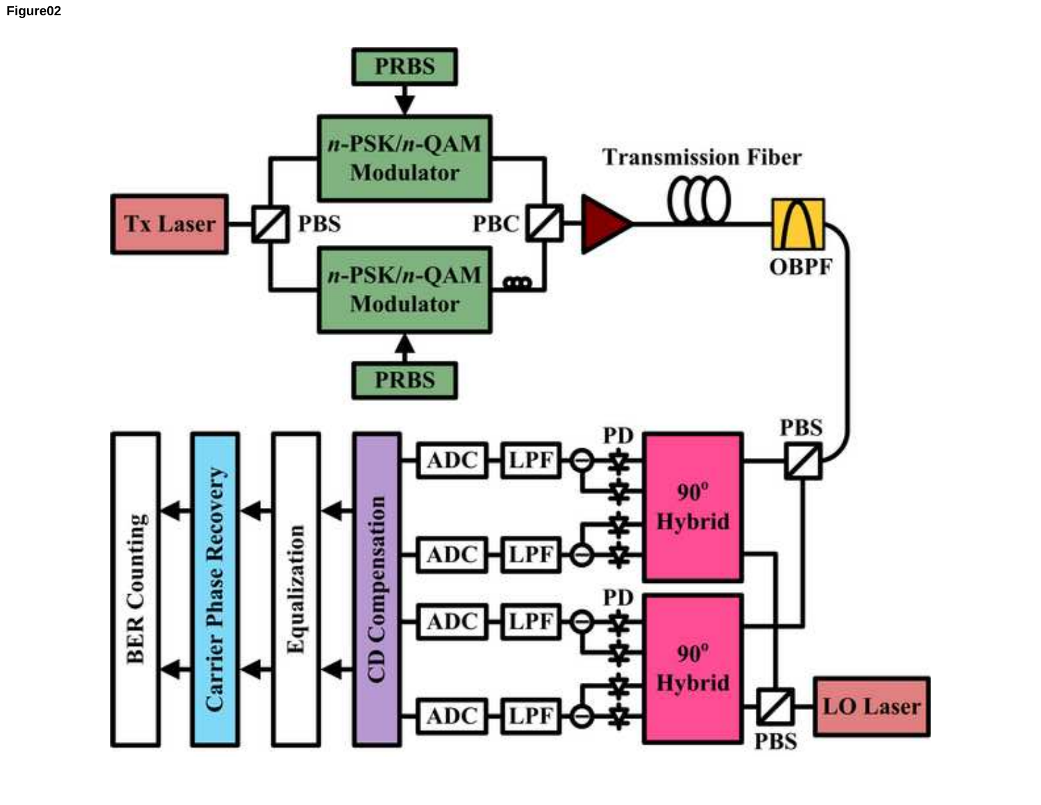Figure02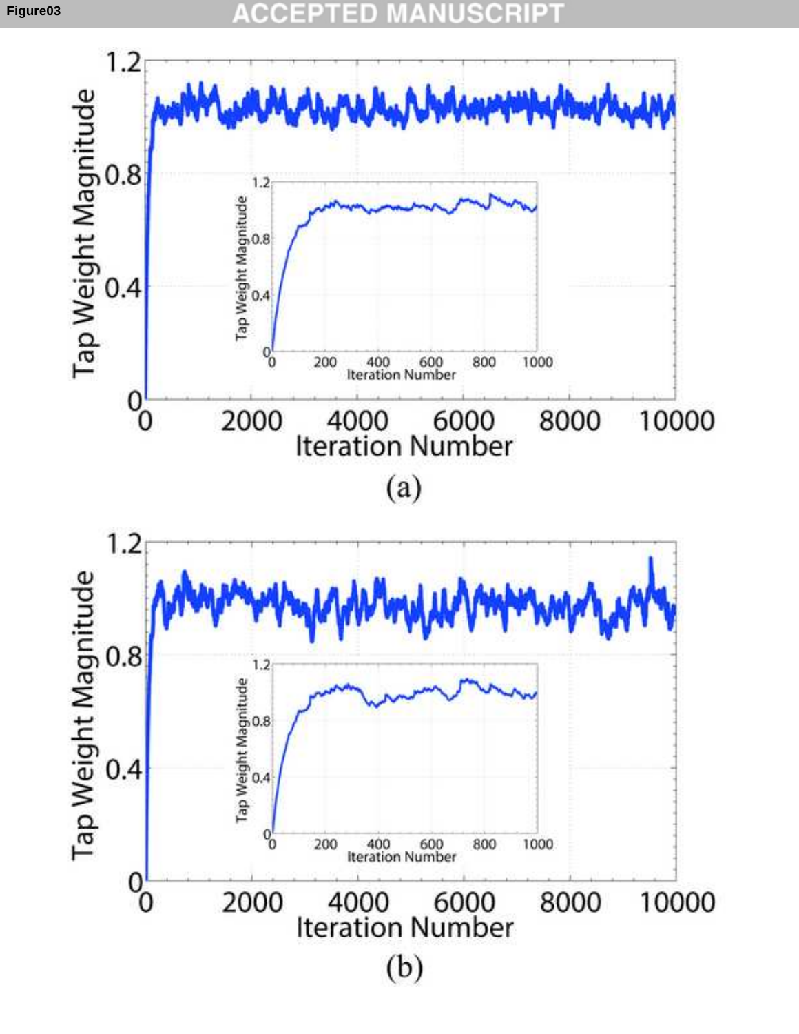(a)

(b)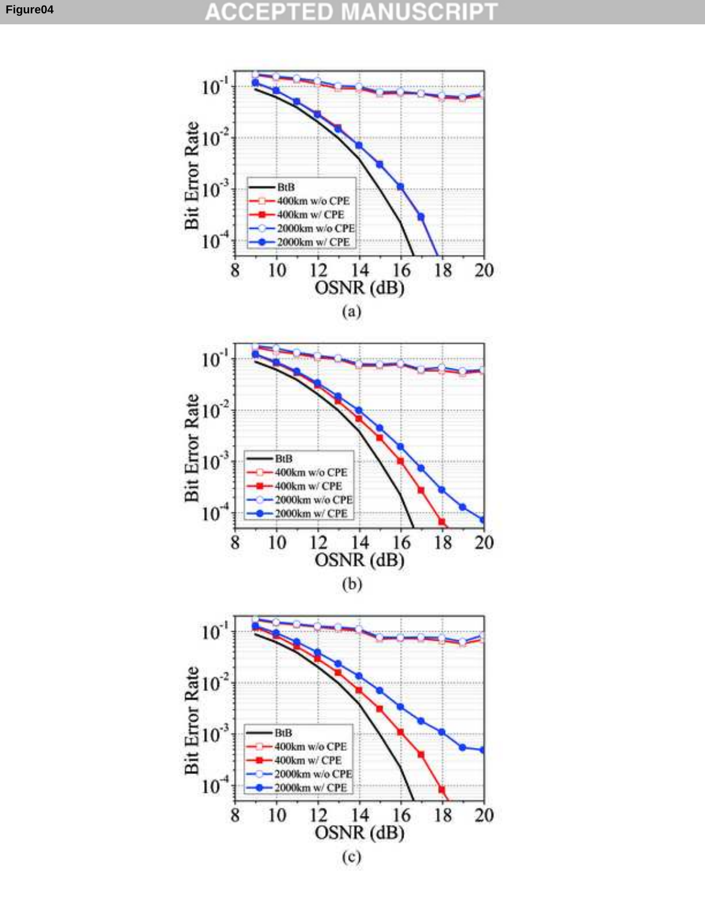Figure04

(a)

(b)

(c)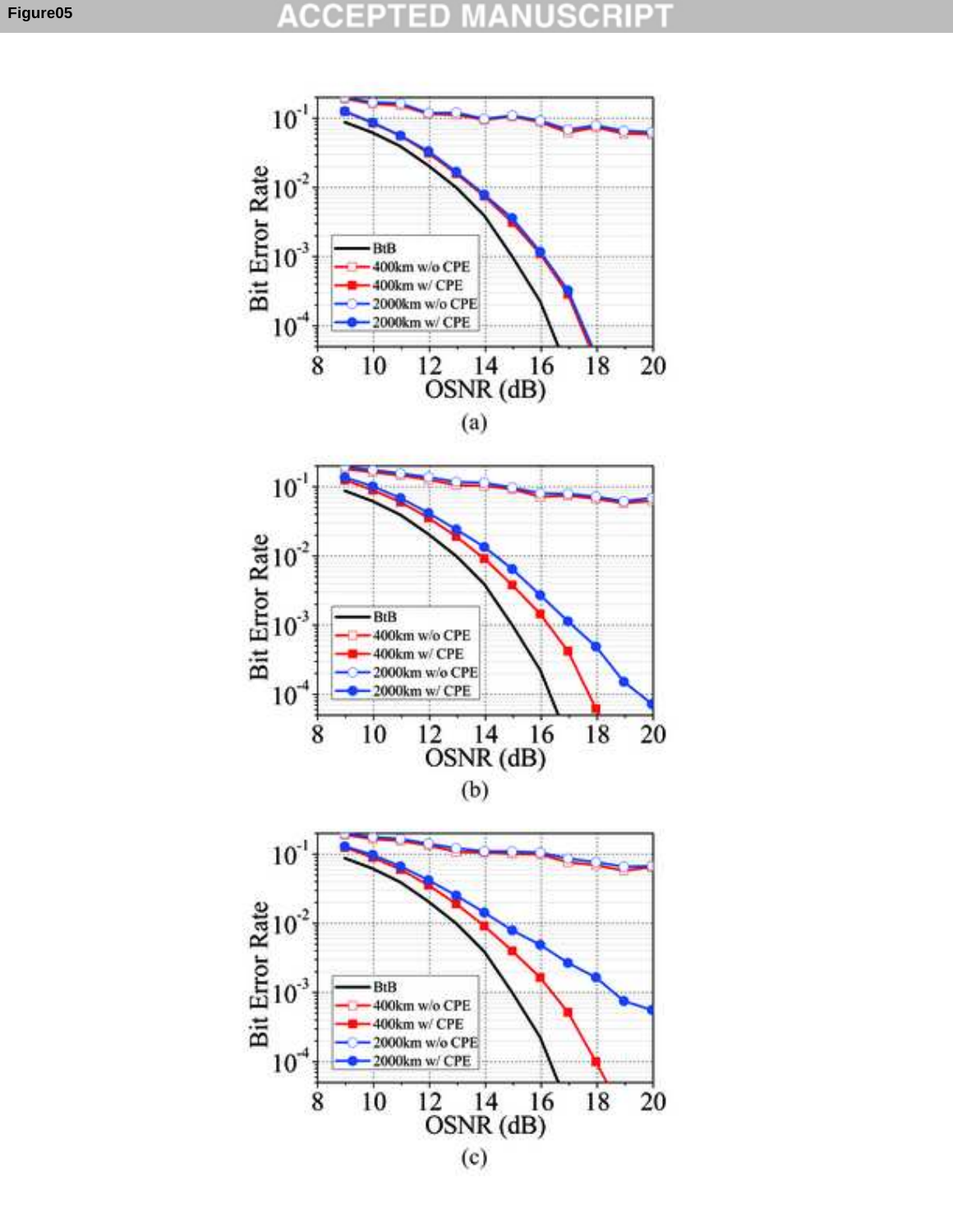Figure05

(a)

(b)

(c)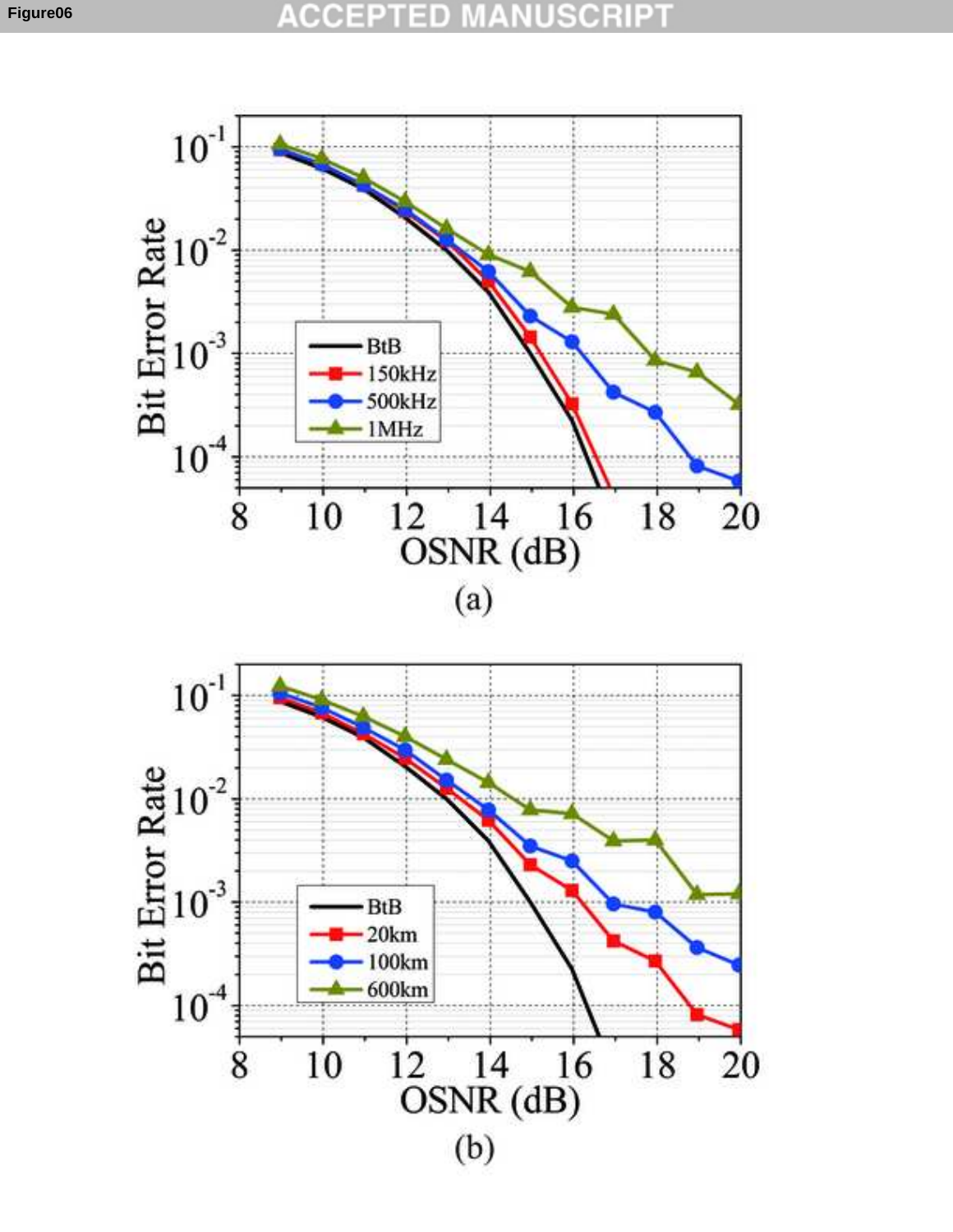(a)

(b)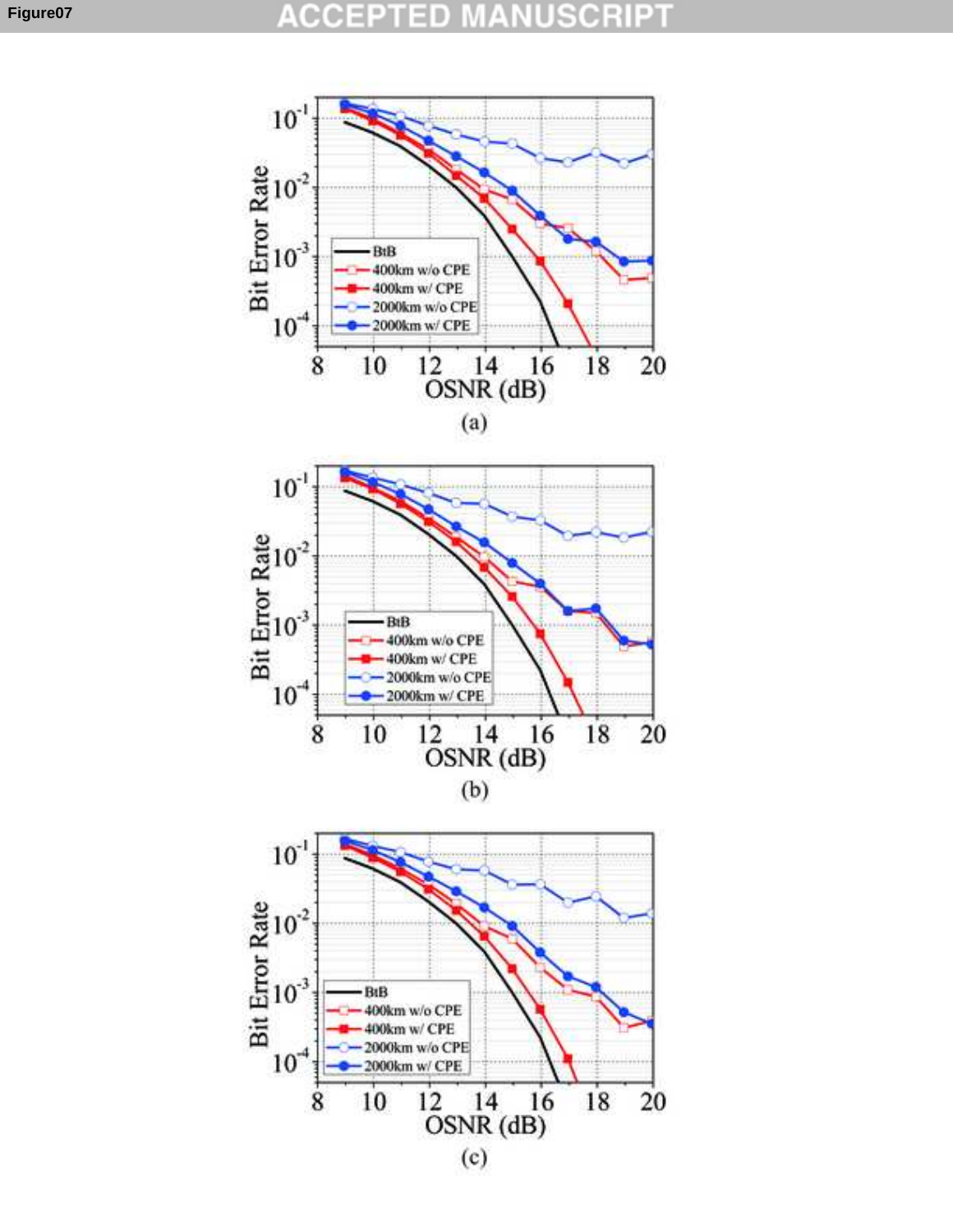Figure07

(a)

(b)

(c)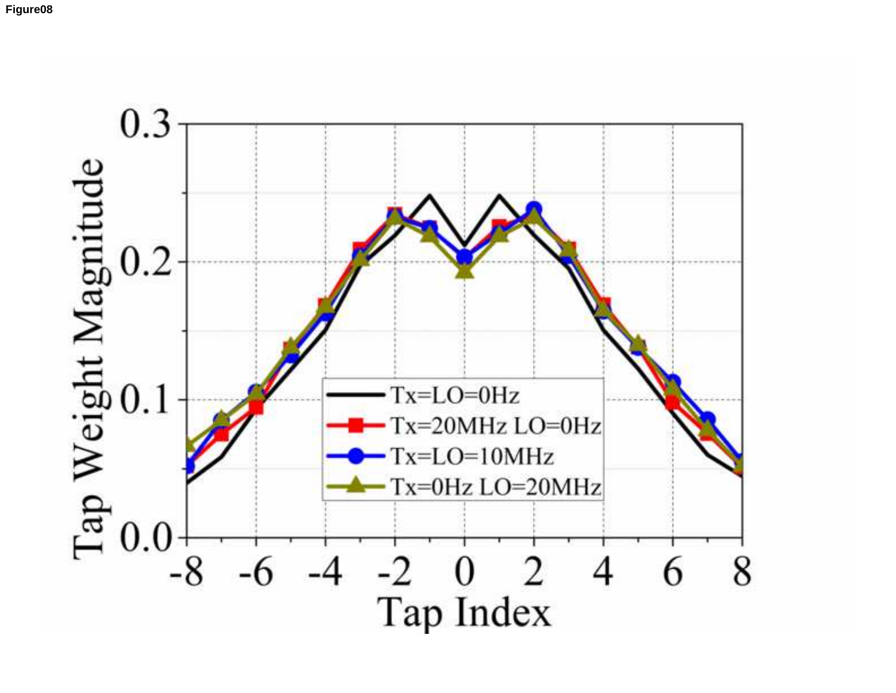Figure08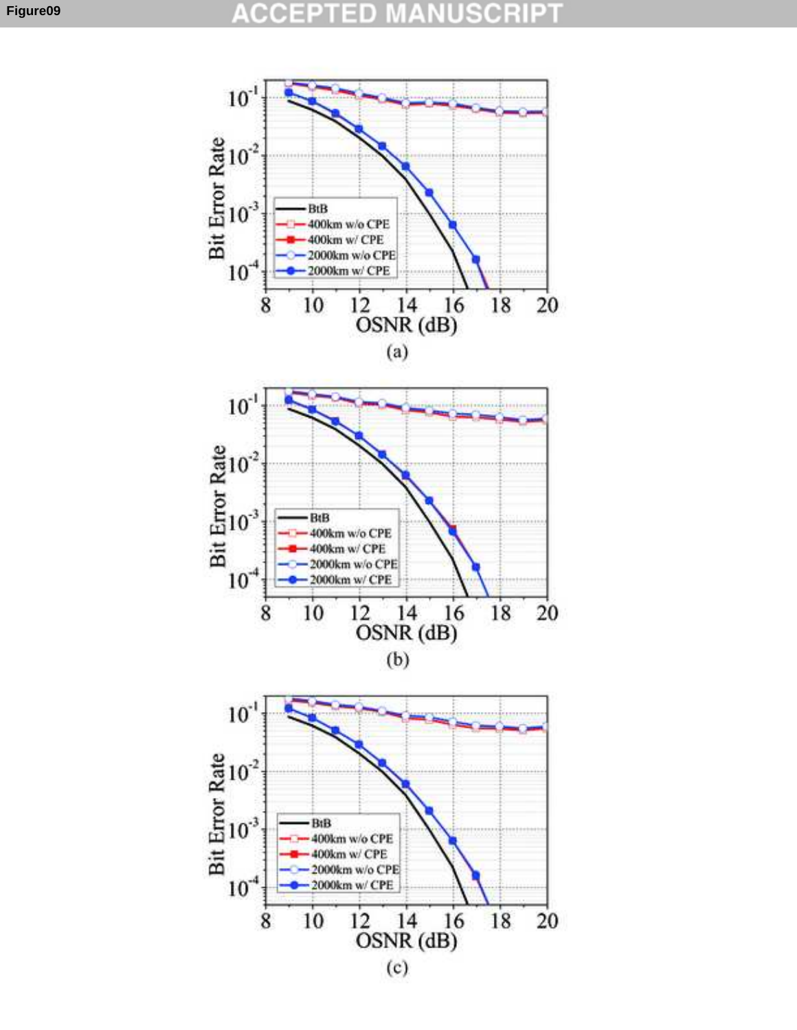Figure09

(a)

(b)

(c)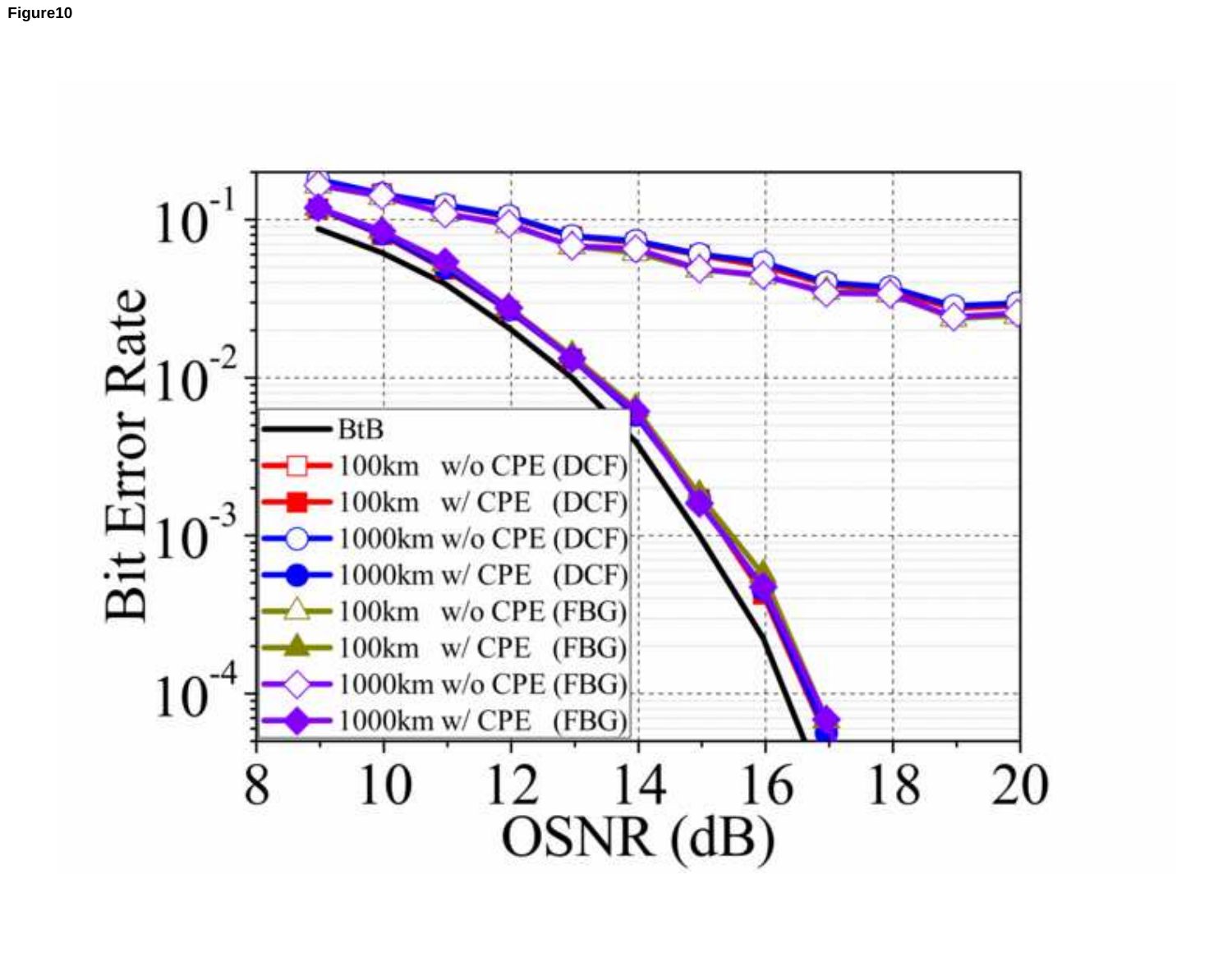Figure10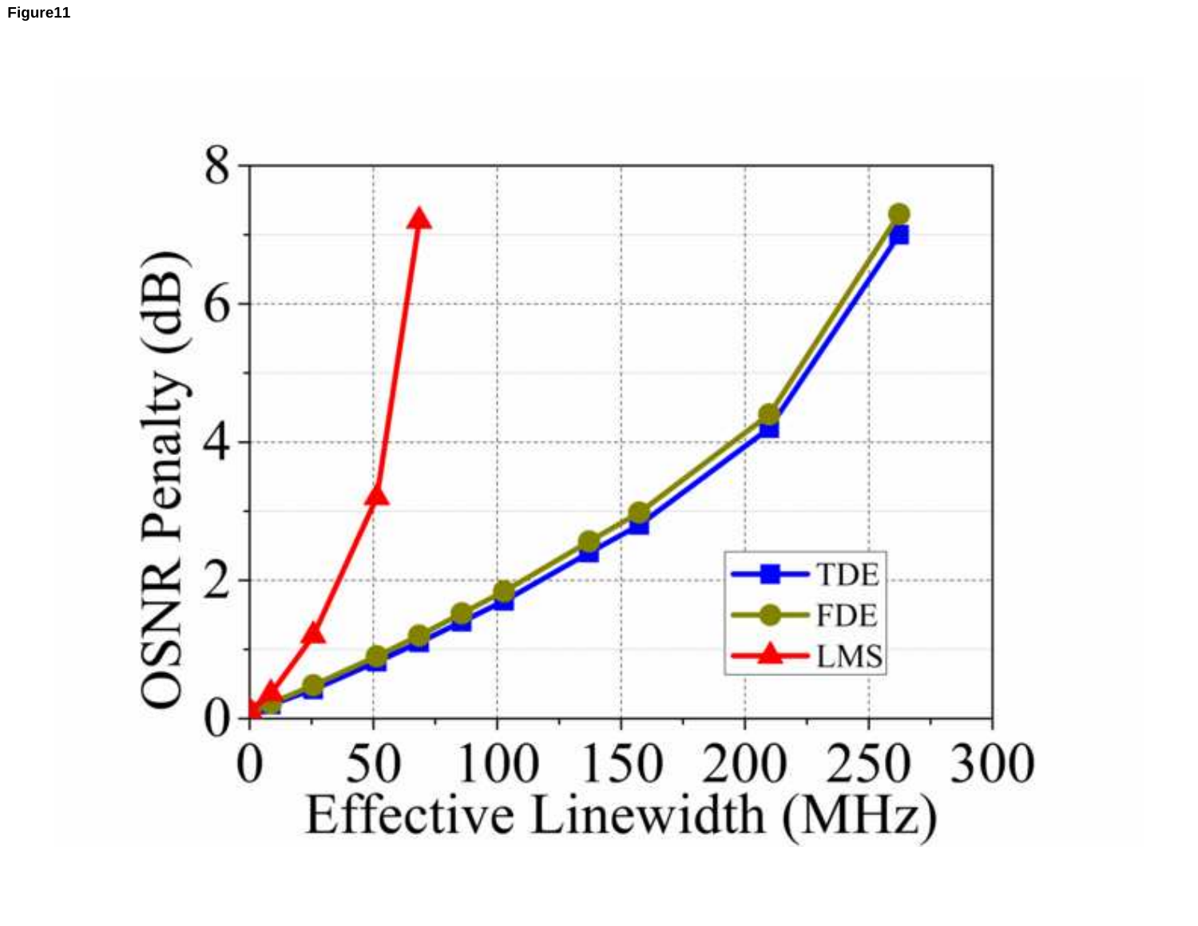Figure11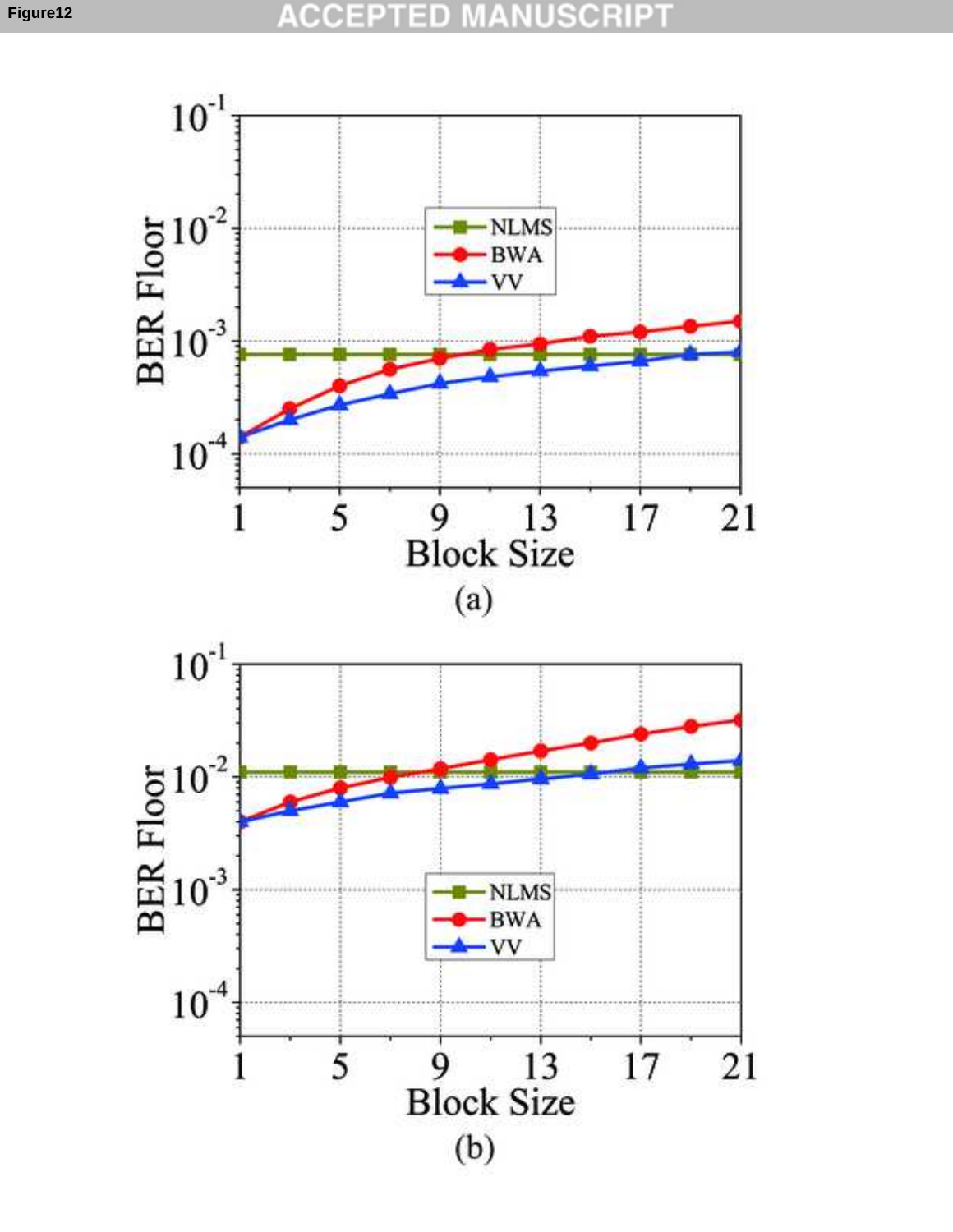Figure12

(a)

(b)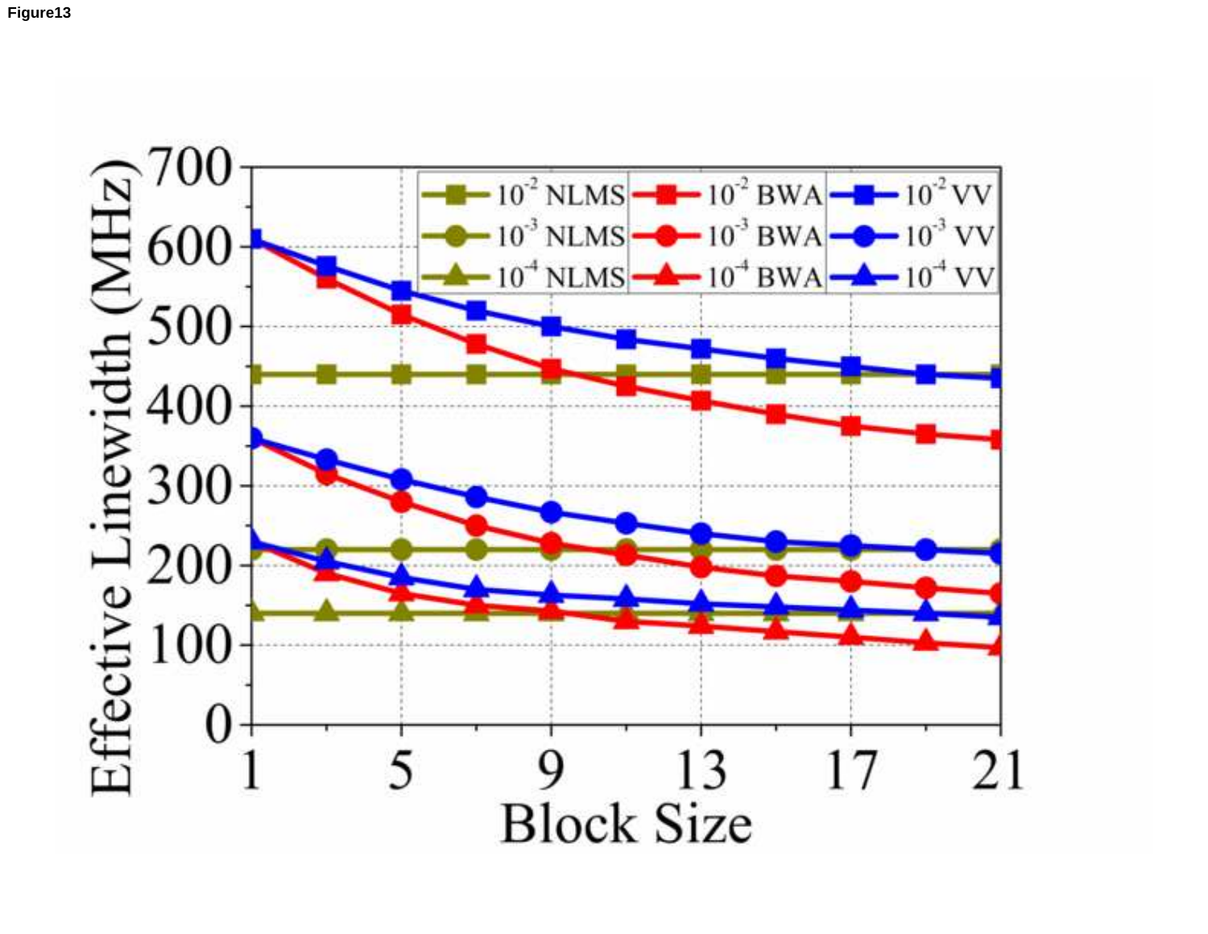Figure13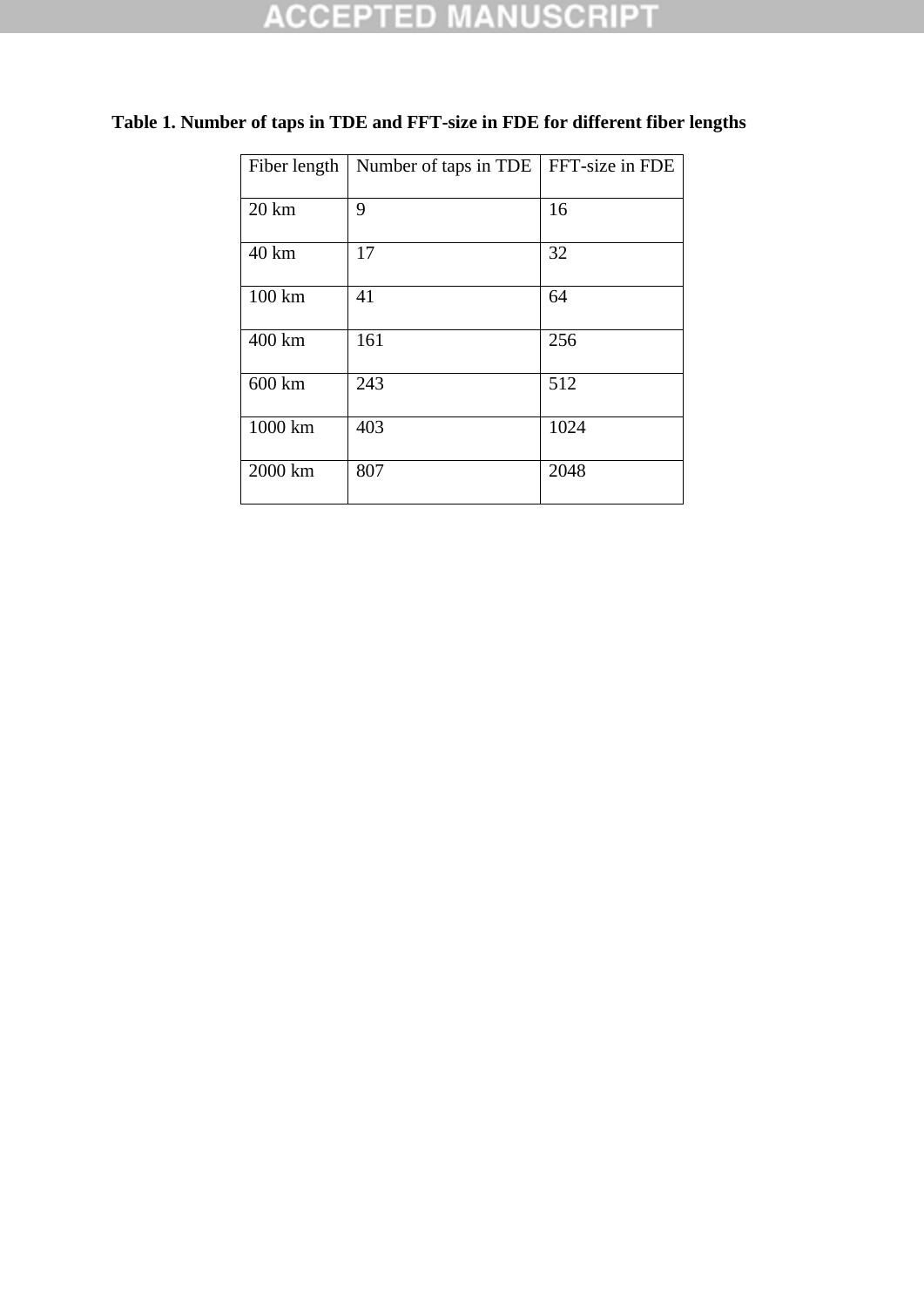**Table 1. Number of taps in TDE and FFT-size in FDE for different fiber lengths**

| Fiber length | Number of taps in TDE | FFT-size in FDE |
|---|---|---|
| 20 km | 9 | 16 |
| 40 km | 17 | 32 |
| 100 km | 41 | 64 |
| 400 km | 161 | 256 |
| 600 km | 243 | 512 |
| 1000 km | 403 | 1024 |
| 2000 km | 807 | 2048 |